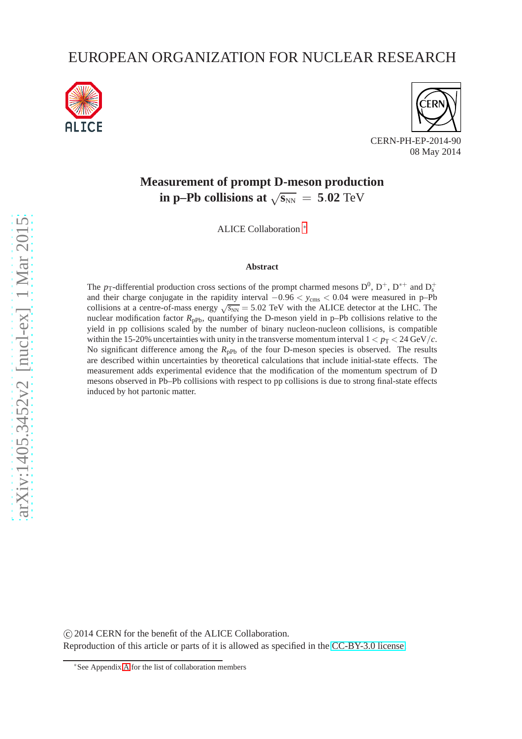EUROPEAN ORGANIZATION FOR NUCLEAR RESEARCH

CERN-PH-EP-2014-90
08 May 2014

# Measurement of prompt D-meson production in p–Pb collisions at $\sqrt{s_{NN}} = 5.02$ TeV

ALICE Collaboration [*]

### Abstract

The $p_T$-differential production cross sections of the prompt charmed mesons $D^0$, $D^+$, $D^{*+}$ and $D_s^+$ and their charge conjugate in the rapidity interval $-0.96 < y_{cms} < 0.04$ were measured in p–Pb collisions at a centre-of-mass energy $\sqrt{s_{NN}} = 5.02$ TeV with the ALICE detector at the LHC. The nuclear modification factor $R_{pPb}$, quantifying the D-meson yield in p–Pb collisions relative to the yield in pp collisions scaled by the number of binary nucleon-nucleon collisions, is compatible within the 15-20% uncertainties with unity in the transverse momentum interval $1 < p_T < 24$ GeV/$c$. No significant difference among the $R_{pPb}$ of the four D-meson species is observed. The results are described within uncertainties by theoretical calculations that include initial-state effects. The measurement adds experimental evidence that the modification of the momentum spectrum of D mesons observed in Pb–Pb collisions with respect to pp collisions is due to strong final-state effects induced by hot partonic matter.

© 2014 CERN for the benefit of the ALICE Collaboration.
Reproduction of this article or parts of it is allowed as specified in the CC-BY-3.0 license.

[*] See Appendix A for the list of collaboration members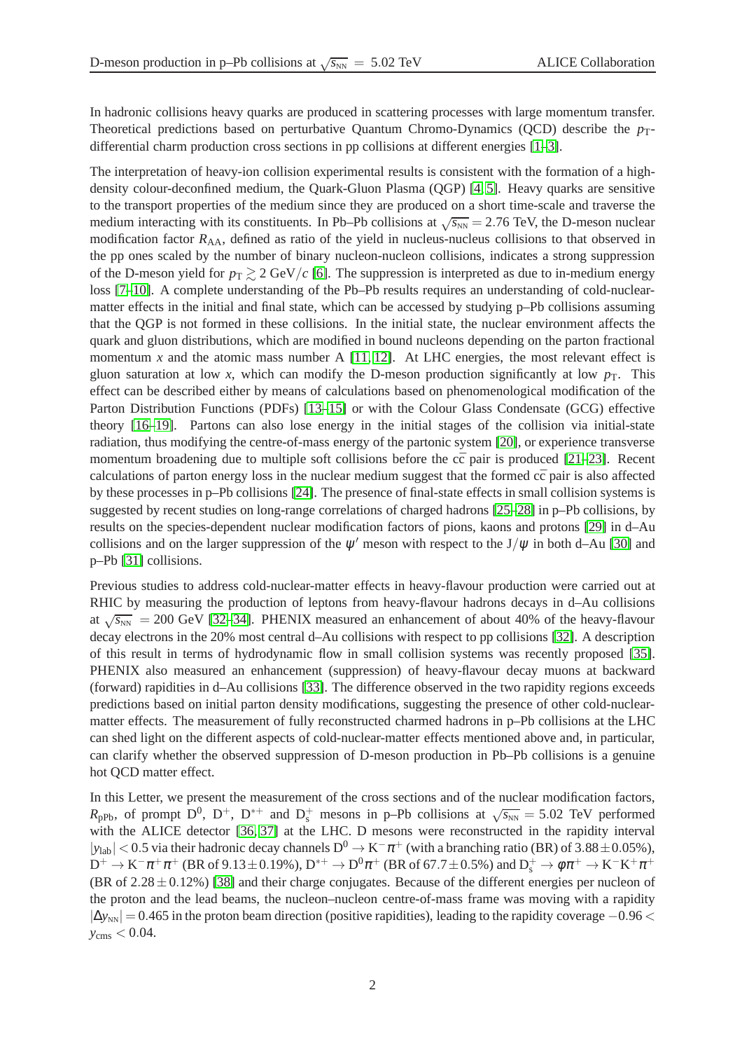In hadronic collisions heavy quarks are produced in scattering processes with large momentum transfer. Theoretical predictions based on perturbative Quantum Chromo-Dynamics (QCD) describe the $p_{\mathrm{T}}$-differential charm production cross sections in pp collisions at different energies [1–3].

The interpretation of heavy-ion collision experimental results is consistent with the formation of a high-density colour-deconfined medium, the Quark-Gluon Plasma (QGP) [4, 5]. Heavy quarks are sensitive to the transport properties of the medium since they are produced on a short time-scale and traverse the medium interacting with its constituents. In Pb–Pb collisions at $\sqrt{s_{\mathrm{NN}}} = 2.76$ TeV, the D-meson nuclear modification factor $R_{\mathrm{AA}}$, defined as ratio of the yield in nucleus-nucleus collisions to that observed in the pp ones scaled by the number of binary nucleon-nucleon collisions, indicates a strong suppression of the D-meson yield for $p_{\mathrm{T}} \gtrsim 2$ GeV/$c$ [6]. The suppression is interpreted as due to in-medium energy loss [7–10]. A complete understanding of the Pb–Pb results requires an understanding of cold-nuclear-matter effects in the initial and final state, which can be accessed by studying p–Pb collisions assuming that the QGP is not formed in these collisions. In the initial state, the nuclear environment affects the quark and gluon distributions, which are modified in bound nucleons depending on the parton fractional momentum $x$ and the atomic mass number A [11, 12]. At LHC energies, the most relevant effect is gluon saturation at low $x$, which can modify the D-meson production significantly at low $p_{\mathrm{T}}$. This effect can be described either by means of calculations based on phenomenological modification of the Parton Distribution Functions (PDFs) [13–15] or with the Colour Glass Condensate (GCG) effective theory [16–19]. Partons can also lose energy in the initial stages of the collision via initial-state radiation, thus modifying the centre-of-mass energy of the partonic system [20], or experience transverse momentum broadening due to multiple soft collisions before the $\mathrm{c\bar{c}}$ pair is produced [21–23]. Recent calculations of parton energy loss in the nuclear medium suggest that the formed $\mathrm{c\bar{c}}$ pair is also affected by these processes in p–Pb collisions [24]. The presence of final-state effects in small collision systems is suggested by recent studies on long-range correlations of charged hadrons [25–28] in p–Pb collisions, by results on the species-dependent nuclear modification factors of pions, kaons and protons [29] in d–Au collisions and on the larger suppression of the $\psi'$ meson with respect to the $\mathrm{J}/\psi$ in both d–Au [30] and p–Pb [31] collisions.

Previous studies to address cold-nuclear-matter effects in heavy-flavour production were carried out at RHIC by measuring the production of leptons from heavy-flavour hadrons decays in d–Au collisions at $\sqrt{s_{\mathrm{NN}}} = 200$ GeV [32–34]. PHENIX measured an enhancement of about 40% of the heavy-flavour decay electrons in the 20% most central d–Au collisions with respect to pp collisions [32]. A description of this result in terms of hydrodynamic flow in small collision systems was recently proposed [35]. PHENIX also measured an enhancement (suppression) of heavy-flavour decay muons at backward (forward) rapidities in d–Au collisions [33]. The difference observed in the two rapidity regions exceeds predictions based on initial parton density modifications, suggesting the presence of other cold-nuclear-matter effects. The measurement of fully reconstructed charmed hadrons in p–Pb collisions at the LHC can shed light on the different aspects of cold-nuclear-matter effects mentioned above and, in particular, can clarify whether the observed suppression of D-meson production in Pb–Pb collisions is a genuine hot QCD matter effect.

In this Letter, we present the measurement of the cross sections and of the nuclear modification factors, $R_{\mathrm{pPb}}$, of prompt $\mathrm{D}^0$, $\mathrm{D}^+$, $\mathrm{D}^{*+}$ and $\mathrm{D}_s^+$ mesons in p–Pb collisions at $\sqrt{s_{\mathrm{NN}}} = 5.02$ TeV performed with the ALICE detector [36, 37] at the LHC. D mesons were reconstructed in the rapidity interval $|y_{\mathrm{lab}}| < 0.5$ via their hadronic decay channels $\mathrm{D}^0 \to \mathrm{K}^-\pi^+$ (with a branching ratio (BR) of $3.88 \pm 0.05$%), $\mathrm{D}^+ \to \mathrm{K}^-\pi^+\pi^+$ (BR of $9.13 \pm 0.19$%), $\mathrm{D}^{*+} \to \mathrm{D}^0\pi^+$ (BR of $67.7 \pm 0.5$%) and $\mathrm{D}_s^+ \to \phi\pi^+ \to \mathrm{K}^-\mathrm{K}^+\pi^+$ (BR of $2.28 \pm 0.12$%) [38] and their charge conjugates. Because of the different energies per nucleon of the proton and the lead beams, the nucleon–nucleon centre-of-mass frame was moving with a rapidity $|\Delta y_{\mathrm{NN}}| = 0.465$ in the proton beam direction (positive rapidities), leading to the rapidity coverage $-0.96 < y_{\mathrm{cms}} < 0.04$.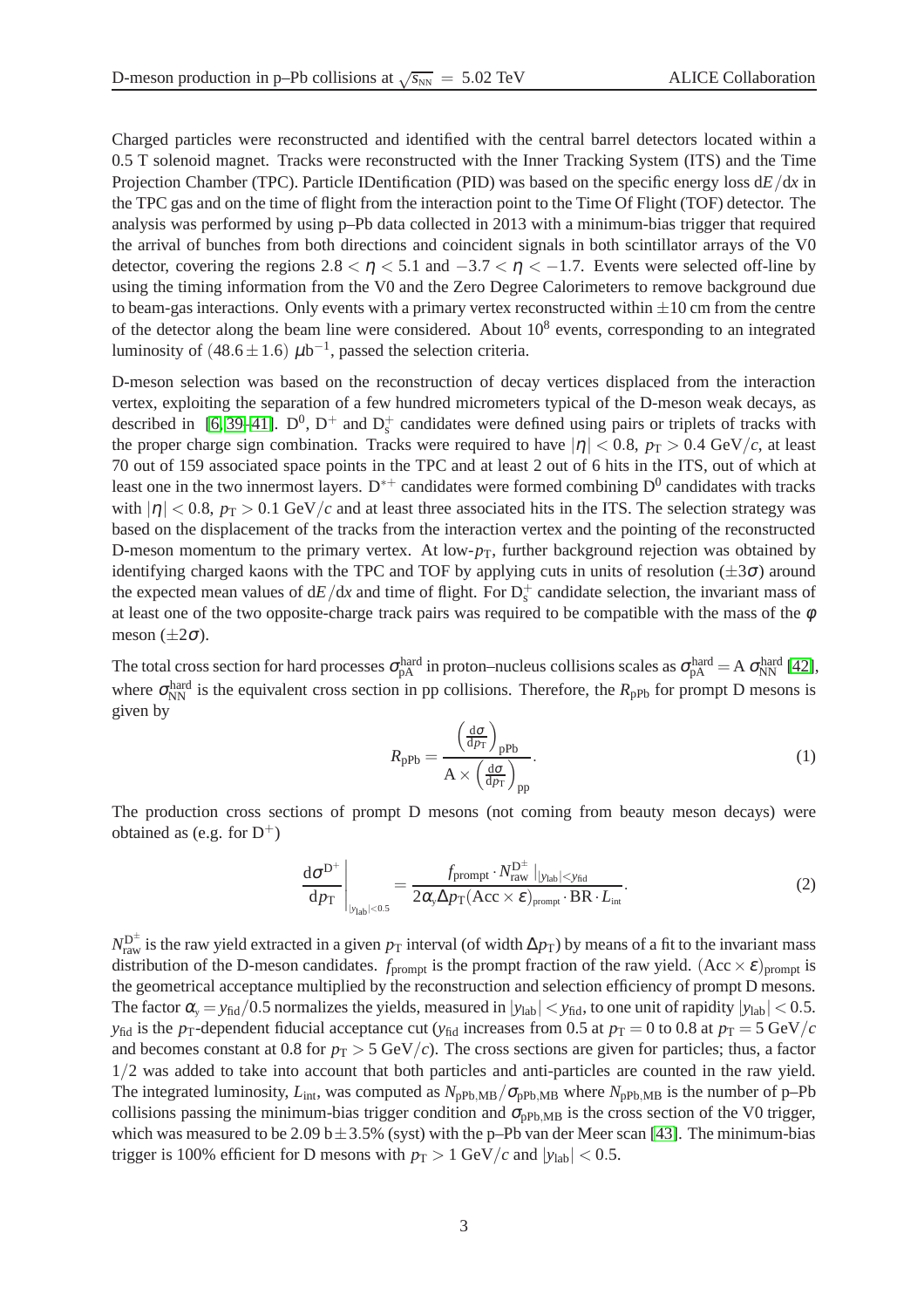Charged particles were reconstructed and identified with the central barrel detectors located within a 0.5 T solenoid magnet. Tracks were reconstructed with the Inner Tracking System (ITS) and the Time Projection Chamber (TPC). Particle IDentification (PID) was based on the specific energy loss $\mathrm{d}E/\mathrm{d}x$ in the TPC gas and on the time of flight from the interaction point to the Time Of Flight (TOF) detector. The analysis was performed by using p–Pb data collected in 2013 with a minimum-bias trigger that required the arrival of bunches from both directions and coincident signals in both scintillator arrays of the V0 detector, covering the regions $2.8 < \eta < 5.1$ and $-3.7 < \eta < -1.7$. Events were selected off-line by using the timing information from the V0 and the Zero Degree Calorimeters to remove background due to beam-gas interactions. Only events with a primary vertex reconstructed within $\pm 10$ cm from the centre of the detector along the beam line were considered. About $10^8$ events, corresponding to an integrated luminosity of $(48.6 \pm 1.6)\ \mu\mathrm{b}^{-1}$, passed the selection criteria.

D-meson selection was based on the reconstruction of decay vertices displaced from the interaction vertex, exploiting the separation of a few hundred micrometers typical of the D-meson weak decays, as described in [6, 39–41]. $\mathrm{D}^0$, $\mathrm{D}^+$ and $\mathrm{D}_s^+$ candidates were defined using pairs or triplets of tracks with the proper charge sign combination. Tracks were required to have $|\eta| < 0.8$, $p_\mathrm{T} > 0.4$ GeV/$c$, at least 70 out of 159 associated space points in the TPC and at least 2 out of 6 hits in the ITS, out of which at least one in the two innermost layers. $\mathrm{D}^{*+}$ candidates were formed combining $\mathrm{D}^0$ candidates with tracks with $|\eta| < 0.8$, $p_\mathrm{T} > 0.1$ GeV/$c$ and at least three associated hits in the ITS. The selection strategy was based on the displacement of the tracks from the interaction vertex and the pointing of the reconstructed D-meson momentum to the primary vertex. At low-$p_\mathrm{T}$, further background rejection was obtained by identifying charged kaons with the TPC and TOF by applying cuts in units of resolution ($\pm 3\sigma$) around the expected mean values of $\mathrm{d}E/dx$ and time of flight. For $\mathrm{D}_s^+$ candidate selection, the invariant mass of at least one of the two opposite-charge track pairs was required to be compatible with the mass of the $\phi$ meson ($\pm 2\sigma$).

The total cross section for hard processes $\sigma_{\mathrm{pA}}^{\mathrm{hard}}$ in proton–nucleus collisions scales as $\sigma_{\mathrm{pA}}^{\mathrm{hard}} = \mathrm{A}\ \sigma_{\mathrm{NN}}^{\mathrm{hard}}$ [42], where $\sigma_{\mathrm{NN}}^{\mathrm{hard}}$ is the equivalent cross section in pp collisions. Therefore, the $R_{\mathrm{pPb}}$ for prompt D mesons is given by

$$R_{\mathrm{pPb}} = \frac{\left(\frac{\mathrm{d}\sigma}{\mathrm{d}p_\mathrm{T}}\right)_{\mathrm{pPb}}}{\mathrm{A} \times \left(\frac{\mathrm{d}\sigma}{\mathrm{d}p_\mathrm{T}}\right)_{\mathrm{pp}}}. \tag{1}$$

The production cross sections of prompt D mesons (not coming from beauty meson decays) were obtained as (e.g. for $\mathrm{D}^+$)

$$\left.\frac{\mathrm{d}\sigma^{\mathrm{D}^+}}{\mathrm{d}p_\mathrm{T}}\right|_{|y_{\mathrm{lab}}|<0.5} = \frac{f_{\mathrm{prompt}} \cdot N_{\mathrm{raw}}^{\mathrm{D}^\pm}|_{|y_{\mathrm{lab}}|<y_{\mathrm{fid}}}}{2\alpha_y \Delta p_\mathrm{T} (\mathrm{Acc} \times \varepsilon)_{\mathrm{prompt}} \cdot \mathrm{BR} \cdot L_{\mathrm{int}}}. \tag{2}$$

$N_{\mathrm{raw}}^{\mathrm{D}^\pm}$ is the raw yield extracted in a given $p_\mathrm{T}$ interval (of width $\Delta p_\mathrm{T}$) by means of a fit to the invariant mass distribution of the D-meson candidates. $f_{\mathrm{prompt}}$ is the prompt fraction of the raw yield. $(\mathrm{Acc} \times \varepsilon)_{\mathrm{prompt}}$ is the geometrical acceptance multiplied by the reconstruction and selection efficiency of prompt D mesons. The factor $\alpha_y = y_{\mathrm{fid}}/0.5$ normalizes the yields, measured in $|y_{\mathrm{lab}}| < y_{\mathrm{fid}}$, to one unit of rapidity $|y_{\mathrm{lab}}| < 0.5$. $y_{\mathrm{fid}}$ is the $p_\mathrm{T}$-dependent fiducial acceptance cut ($y_{\mathrm{fid}}$ increases from 0.5 at $p_\mathrm{T} = 0$ to 0.8 at $p_\mathrm{T} = 5$ GeV/$c$ and becomes constant at 0.8 for $p_\mathrm{T} > 5$ GeV/$c$). The cross sections are given for particles; thus, a factor 1/2 was added to take into account that both particles and anti-particles are counted in the raw yield. The integrated luminosity, $L_{\mathrm{int}}$, was computed as $N_{\mathrm{pPb,MB}}/\sigma_{\mathrm{pPb,MB}}$ where $N_{\mathrm{pPb,MB}}$ is the number of p–Pb collisions passing the minimum-bias trigger condition and $\sigma_{\mathrm{pPb,MB}}$ is the cross section of the V0 trigger, which was measured to be 2.09 b $\pm$ 3.5% (syst) with the p–Pb van der Meer scan [43]. The minimum-bias trigger is 100% efficient for D mesons with $p_\mathrm{T} > 1$ GeV/$c$ and $|y_{\mathrm{lab}}| < 0.5$.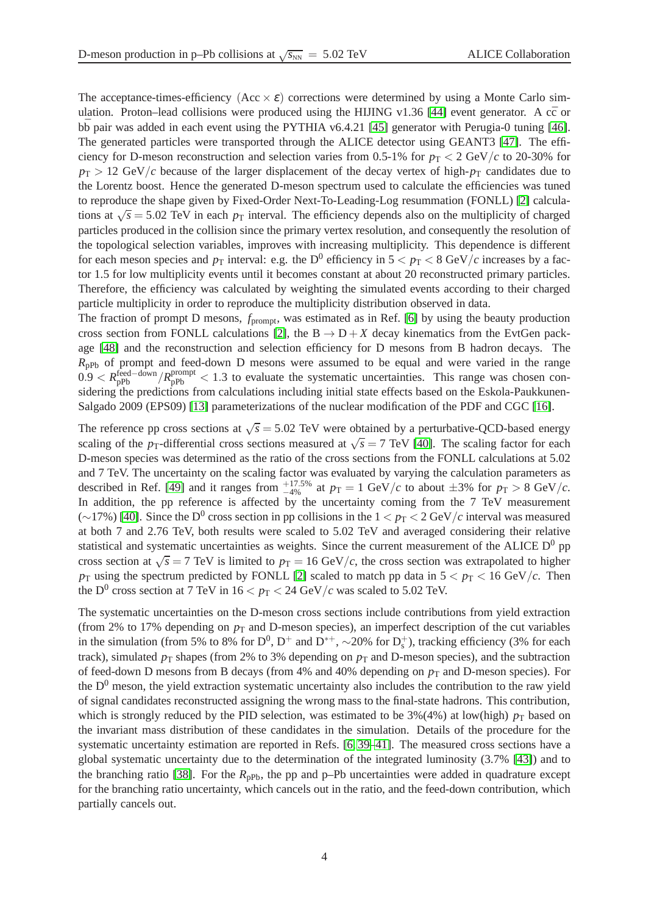The acceptance-times-efficiency ($\mathrm{Acc} \times \varepsilon$) corrections were determined by using a Monte Carlo simulation. Proton–lead collisions were produced using the HIJING v1.36 [44] event generator. A $c\bar{c}$ or $b\bar{b}$ pair was added in each event using the PYTHIA v6.4.21 [45] generator with Perugia-0 tuning [46]. The generated particles were transported through the ALICE detector using GEANT3 [47]. The efficiency for D-meson reconstruction and selection varies from 0.5-1% for $p_{\mathrm{T}} < 2$ GeV/$c$ to 20-30% for $p_{\mathrm{T}} > 12$ GeV/$c$ because of the larger displacement of the decay vertex of high-$p_{\mathrm{T}}$ candidates due to the Lorentz boost. Hence the generated D-meson spectrum used to calculate the efficiencies was tuned to reproduce the shape given by Fixed-Order Next-To-Leading-Log resummation (FONLL) [2] calculations at $\sqrt{s} = 5.02$ TeV in each $p_{\mathrm{T}}$ interval. The efficiency depends also on the multiplicity of charged particles produced in the collision since the primary vertex resolution, and consequently the resolution of the topological selection variables, improves with increasing multiplicity. This dependence is different for each meson species and $p_{\mathrm{T}}$ interval: e.g. the $\mathrm{D}^0$ efficiency in $5 < p_{\mathrm{T}} < 8$ GeV/$c$ increases by a factor 1.5 for low multiplicity events until it becomes constant at about 20 reconstructed primary particles. Therefore, the efficiency was calculated by weighting the simulated events according to their charged particle multiplicity in order to reproduce the multiplicity distribution observed in data.
The fraction of prompt D mesons, $f_{\mathrm{prompt}}$, was estimated as in Ref. [6] by using the beauty production cross section from FONLL calculations [2], the $\mathrm{B} \to \mathrm{D} + X$ decay kinematics from the EvtGen package [48] and the reconstruction and selection efficiency for D mesons from B hadron decays. The $R_{\mathrm{pPb}}$ of prompt and feed-down D mesons were assumed to be equal and were varied in the range $0.9 < R_{\mathrm{pPb}}^{\mathrm{feed-down}}/R_{\mathrm{pPb}}^{\mathrm{prompt}} < 1.3$ to evaluate the systematic uncertainties. This range was chosen considering the predictions from calculations including initial state effects based on the Eskola-Paukkunen-Salgado 2009 (EPS09) [13] parameterizations of the nuclear modification of the PDF and CGC [16].

The reference pp cross sections at $\sqrt{s} = 5.02$ TeV were obtained by a perturbative-QCD-based energy scaling of the $p_{\mathrm{T}}$-differential cross sections measured at $\sqrt{s} = 7$ TeV [40]. The scaling factor for each D-meson species was determined as the ratio of the cross sections from the FONLL calculations at 5.02 and 7 TeV. The uncertainty on the scaling factor was evaluated by varying the calculation parameters as described in Ref. [49] and it ranges from $^{+17.5\%}_{-4\%}$ at $p_{\mathrm{T}} = 1$ GeV/$c$ to about $\pm 3\%$ for $p_{\mathrm{T}} > 8$ GeV/$c$. In addition, the pp reference is affected by the uncertainty coming from the 7 TeV measurement ($\sim$17%) [40]. Since the $\mathrm{D}^0$ cross section in pp collisions in the $1 < p_{\mathrm{T}} < 2$ GeV/$c$ interval was measured at both 7 and 2.76 TeV, both results were scaled to 5.02 TeV and averaged considering their relative statistical and systematic uncertainties as weights. Since the current measurement of the ALICE $\mathrm{D}^0$ pp cross section at $\sqrt{s} = 7$ TeV is limited to $p_{\mathrm{T}} = 16$ GeV/$c$, the cross section was extrapolated to higher $p_{\mathrm{T}}$ using the spectrum predicted by FONLL [2] scaled to match pp data in $5 < p_{\mathrm{T}} < 16$ GeV/$c$. Then the $\mathrm{D}^0$ cross section at 7 TeV in $16 < p_{\mathrm{T}} < 24$ GeV/$c$ was scaled to 5.02 TeV.

The systematic uncertainties on the D-meson cross sections include contributions from yield extraction (from 2% to 17% depending on $p_{\mathrm{T}}$ and D-meson species), an imperfect description of the cut variables in the simulation (from 5% to 8% for $\mathrm{D}^0$, $\mathrm{D}^+$ and $\mathrm{D}^{*+}$, $\sim$20% for $\mathrm{D}_s^+$), tracking efficiency (3% for each track), simulated $p_{\mathrm{T}}$ shapes (from 2% to 3% depending on $p_{\mathrm{T}}$ and D-meson species), and the subtraction of feed-down D mesons from B decays (from 4% and 40% depending on $p_{\mathrm{T}}$ and D-meson species). For the $\mathrm{D}^0$ meson, the yield extraction systematic uncertainty also includes the contribution to the raw yield of signal candidates reconstructed assigning the wrong mass to the final-state hadrons. This contribution, which is strongly reduced by the PID selection, was estimated to be 3%(4%) at low(high) $p_{\mathrm{T}}$ based on the invariant mass distribution of these candidates in the simulation. Details of the procedure for the systematic uncertainty estimation are reported in Refs. [6, 39–41]. The measured cross sections have a global systematic uncertainty due to the determination of the integrated luminosity (3.7% [43]) and to the branching ratio [38]. For the $R_{\mathrm{pPb}}$, the pp and p–Pb uncertainties were added in quadrature except for the branching ratio uncertainty, which cancels out in the ratio, and the feed-down contribution, which partially cancels out.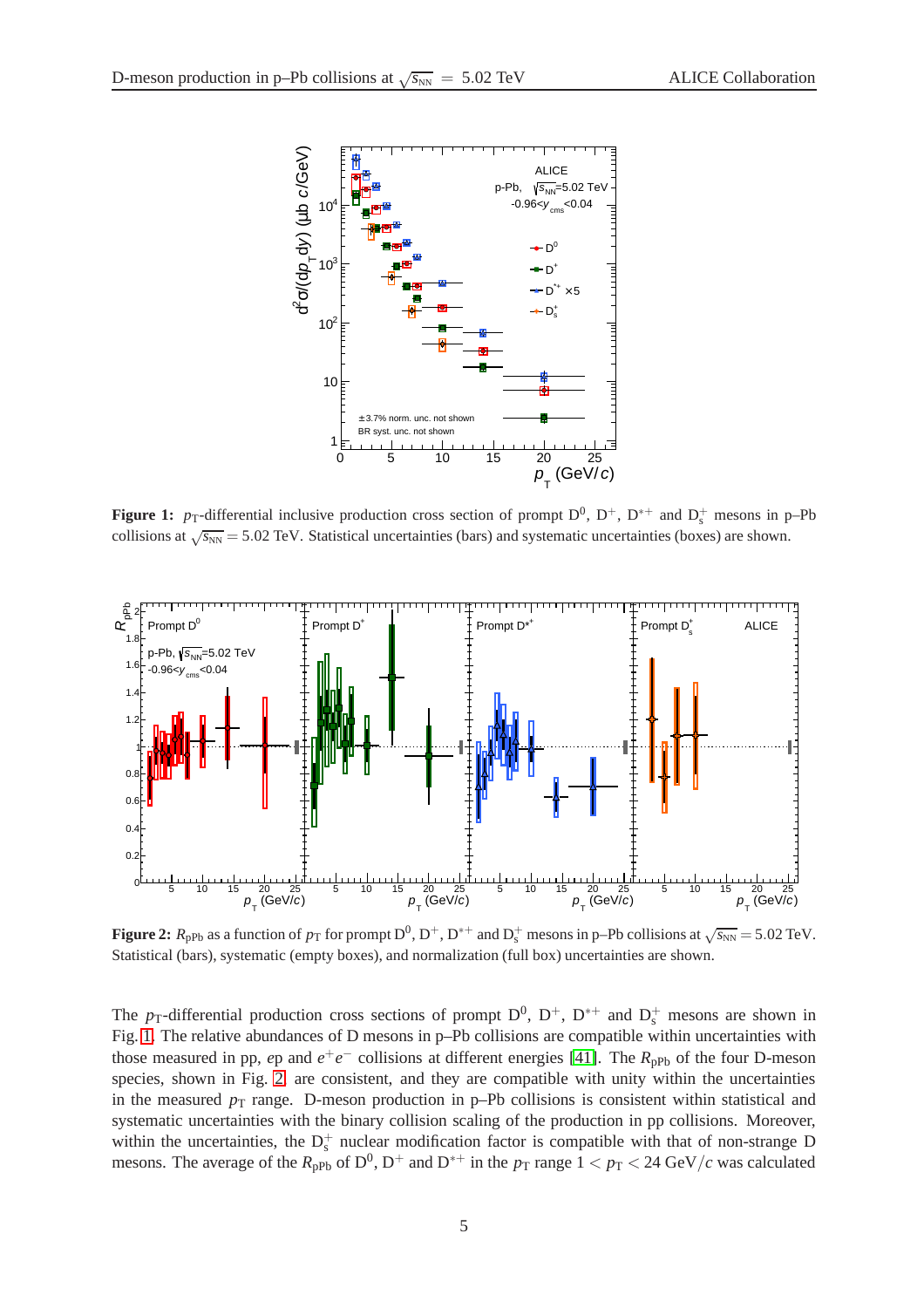Figure 1: $p_{\mathrm{T}}$-differential inclusive production cross section of prompt $\mathrm{D}^0$, $\mathrm{D}^+$, $\mathrm{D}^{*+}$ and $\mathrm{D}_s^+$ mesons in p–Pb collisions at $\sqrt{s_{\mathrm{NN}}} = 5.02$ TeV. Statistical uncertainties (bars) and systematic uncertainties (boxes) are shown.

Figure 2: $R_{\mathrm{pPb}}$ as a function of $p_{\mathrm{T}}$ for prompt $\mathrm{D}^0$, $\mathrm{D}^+$, $\mathrm{D}^{*+}$ and $\mathrm{D}_s^+$ mesons in p–Pb collisions at $\sqrt{s_{\mathrm{NN}}} = 5.02$ TeV. Statistical (bars), systematic (empty boxes), and normalization (full box) uncertainties are shown.

The $p_{\mathrm{T}}$-differential production cross sections of prompt $\mathrm{D}^0$, $\mathrm{D}^+$, $\mathrm{D}^{*+}$ and $\mathrm{D}_s^+$ mesons are shown in Fig. 1. The relative abundances of D mesons in p–Pb collisions are compatible within uncertainties with those measured in pp, *e*p and $e^+e^-$ collisions at different energies [41]. The $R_{\mathrm{pPb}}$ of the four D-meson species, shown in Fig. 2 are consistent, and they are compatible with unity within the uncertainties in the measured $p_{\mathrm{T}}$ range. D-meson production in p–Pb collisions is consistent within statistical and systematic uncertainties with the binary collision scaling of the production in pp collisions. Moreover, within the uncertainties, the $\mathrm{D}_s^+$ nuclear modification factor is compatible with that of non-strange D mesons. The average of the $R_{\mathrm{pPb}}$ of $\mathrm{D}^0$, $\mathrm{D}^+$ and $\mathrm{D}^{*+}$ in the $p_{\mathrm{T}}$ range $1 < p_{\mathrm{T}} < 24$ GeV$/c$ was calculated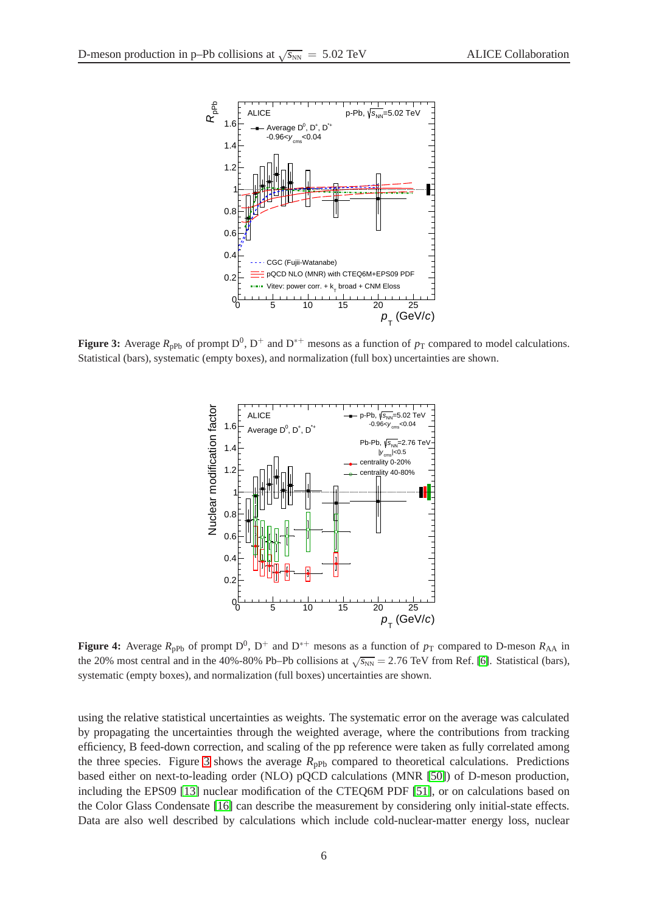**Figure 3:** Average $R_{\mathrm{pPb}}$ of prompt $\mathrm{D}^0$, $\mathrm{D}^+$ and $\mathrm{D}^{*+}$ mesons as a function of $p_{\mathrm{T}}$ compared to model calculations. Statistical (bars), systematic (empty boxes), and normalization (full box) uncertainties are shown.

**Figure 4:** Average $R_{\mathrm{pPb}}$ of prompt $\mathrm{D}^0$, $\mathrm{D}^+$ and $\mathrm{D}^{*+}$ mesons as a function of $p_{\mathrm{T}}$ compared to D-meson $R_{\mathrm{AA}}$ in the 20% most central and in the 40%-80% Pb–Pb collisions at $\sqrt{s_{\mathrm{NN}}} = 2.76$ TeV from Ref. [6]. Statistical (bars), systematic (empty boxes), and normalization (full boxes) uncertainties are shown.

using the relative statistical uncertainties as weights. The systematic error on the average was calculated by propagating the uncertainties through the weighted average, where the contributions from tracking efficiency, B feed-down correction, and scaling of the pp reference were taken as fully correlated among the three species. Figure 3 shows the average $R_{\mathrm{pPb}}$ compared to theoretical calculations. Predictions based either on next-to-leading order (NLO) pQCD calculations (MNR [50]) of D-meson production, including the EPS09 [13] nuclear modification of the CTEQ6M PDF [51], or on calculations based on the Color Glass Condensate [16] can describe the measurement by considering only initial-state effects. Data are also well described by calculations which include cold-nuclear-matter energy loss, nuclear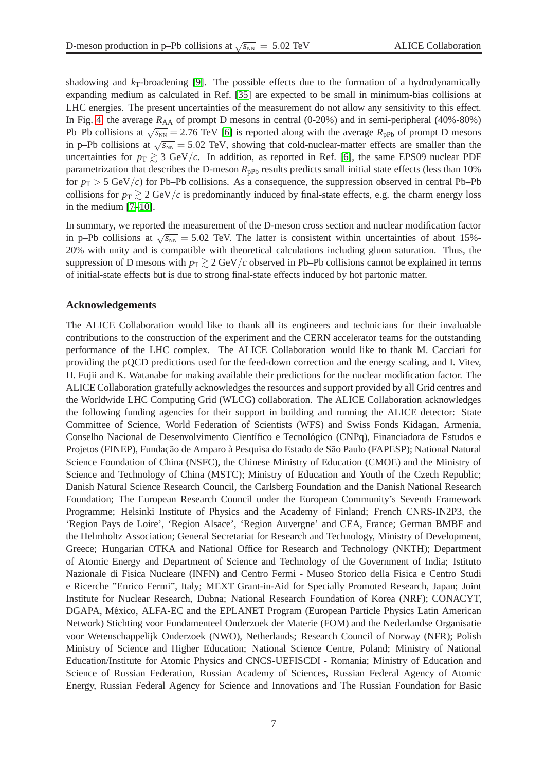shadowing and $k_{\mathrm{T}}$-broadening [9]. The possible effects due to the formation of a hydrodynamically expanding medium as calculated in Ref. [35] are expected to be small in minimum-bias collisions at LHC energies. The present uncertainties of the measurement do not allow any sensitivity to this effect. In Fig. 4 the average $R_{\mathrm{AA}}$ of prompt D mesons in central (0-20%) and in semi-peripheral (40%-80%) Pb–Pb collisions at $\sqrt{s_{\mathrm{NN}}} = 2.76$ TeV [6] is reported along with the average $R_{\mathrm{pPb}}$ of prompt D mesons in p–Pb collisions at $\sqrt{s_{\mathrm{NN}}} = 5.02$ TeV, showing that cold-nuclear-matter effects are smaller than the uncertainties for $p_{\mathrm{T}} \gtrsim 3$ GeV$/c$. In addition, as reported in Ref. [6], the same EPS09 nuclear PDF parametrization that describes the D-meson $R_{\mathrm{pPb}}$ results predicts small initial state effects (less than 10% for $p_{\mathrm{T}} > 5$ GeV$/c$) for Pb–Pb collisions. As a consequence, the suppression observed in central Pb–Pb collisions for $p_{\mathrm{T}} \gtrsim 2$ GeV$/c$ is predominantly induced by final-state effects, e.g. the charm energy loss in the medium [7–10].

In summary, we reported the measurement of the D-meson cross section and nuclear modification factor in p–Pb collisions at $\sqrt{s_{\mathrm{NN}}} = 5.02$ TeV. The latter is consistent within uncertainties of about 15%-20% with unity and is compatible with theoretical calculations including gluon saturation. Thus, the suppression of D mesons with $p_{\mathrm{T}} \gtrsim 2$ GeV$/c$ observed in Pb–Pb collisions cannot be explained in terms of initial-state effects but is due to strong final-state effects induced by hot partonic matter.

## Acknowledgements

The ALICE Collaboration would like to thank all its engineers and technicians for their invaluable contributions to the construction of the experiment and the CERN accelerator teams for the outstanding performance of the LHC complex. The ALICE Collaboration would like to thank M. Cacciari for providing the pQCD predictions used for the feed-down correction and the energy scaling, and I. Vitev, H. Fujii and K. Watanabe for making available their predictions for the nuclear modification factor. The ALICE Collaboration gratefully acknowledges the resources and support provided by all Grid centres and the Worldwide LHC Computing Grid (WLCG) collaboration. The ALICE Collaboration acknowledges the following funding agencies for their support in building and running the ALICE detector: State Committee of Science, World Federation of Scientists (WFS) and Swiss Fonds Kidagan, Armenia, Conselho Nacional de Desenvolvimento Científico e Tecnológico (CNPq), Financiadora de Estudos e Projetos (FINEP), Fundação de Amparo à Pesquisa do Estado de São Paulo (FAPESP); National Natural Science Foundation of China (NSFC), the Chinese Ministry of Education (CMOE) and the Ministry of Science and Technology of China (MSTC); Ministry of Education and Youth of the Czech Republic; Danish Natural Science Research Council, the Carlsberg Foundation and the Danish National Research Foundation; The European Research Council under the European Community's Seventh Framework Programme; Helsinki Institute of Physics and the Academy of Finland; French CNRS-IN2P3, the 'Region Pays de Loire', 'Region Alsace', 'Region Auvergne' and CEA, France; German BMBF and the Helmholtz Association; General Secretariat for Research and Technology, Ministry of Development, Greece; Hungarian OTKA and National Office for Research and Technology (NKTH); Department of Atomic Energy and Department of Science and Technology of the Government of India; Istituto Nazionale di Fisica Nucleare (INFN) and Centro Fermi - Museo Storico della Fisica e Centro Studi e Ricerche "Enrico Fermi", Italy; MEXT Grant-in-Aid for Specially Promoted Research, Japan; Joint Institute for Nuclear Research, Dubna; National Research Foundation of Korea (NRF); CONACYT, DGAPA, México, ALFA-EC and the EPLANET Program (European Particle Physics Latin American Network) Stichting voor Fundamenteel Onderzoek der Materie (FOM) and the Nederlandse Organisatie voor Wetenschappelijk Onderzoek (NWO), Netherlands; Research Council of Norway (NFR); Polish Ministry of Science and Higher Education; National Science Centre, Poland; Ministry of National Education/Institute for Atomic Physics and CNCS-UEFISCDI - Romania; Ministry of Education and Science of Russian Federation, Russian Academy of Sciences, Russian Federal Agency of Atomic Energy, Russian Federal Agency for Science and Innovations and The Russian Foundation for Basic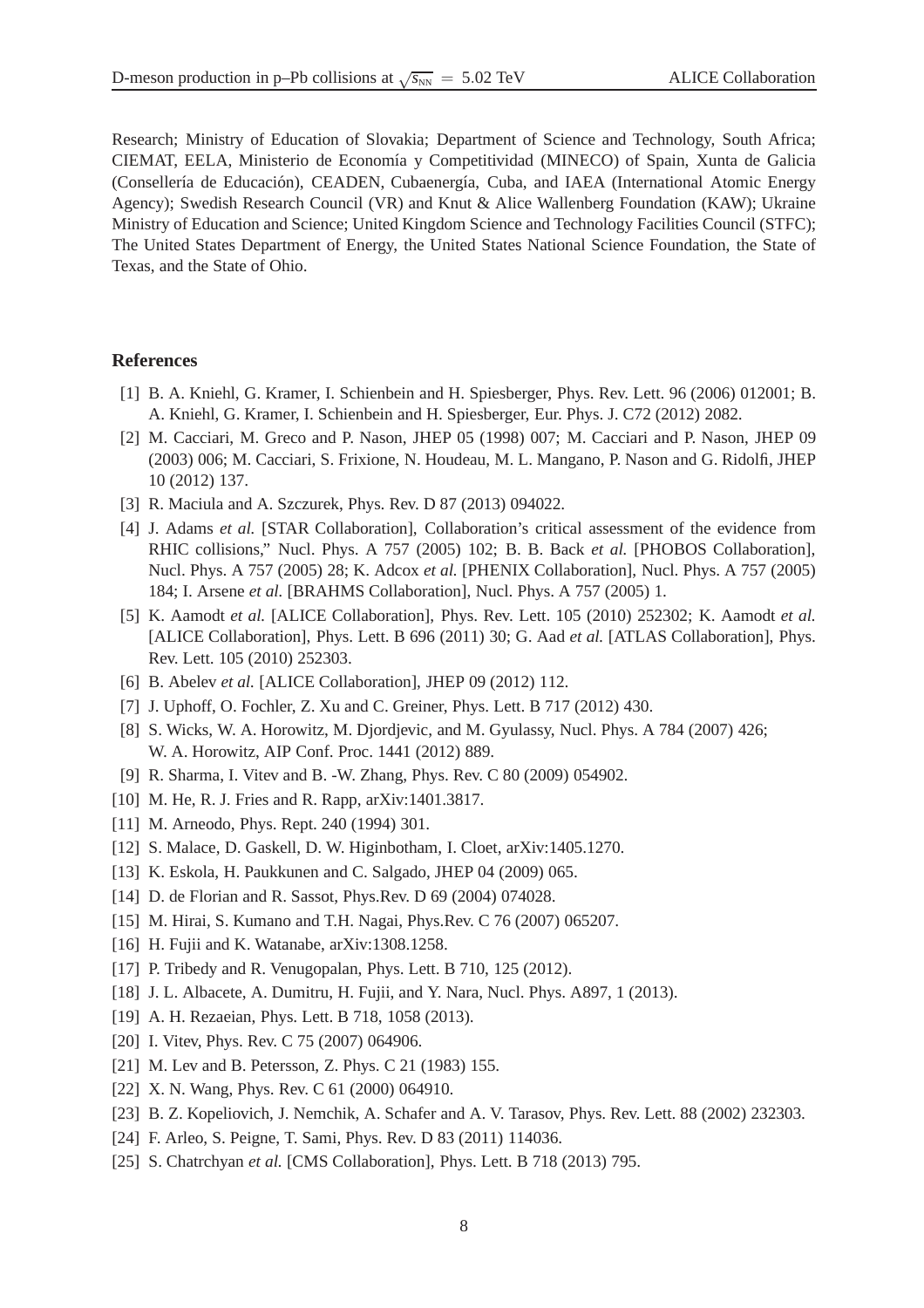Research; Ministry of Education of Slovakia; Department of Science and Technology, South Africa; CIEMAT, EELA, Ministerio de Economía y Competitividad (MINECO) of Spain, Xunta de Galicia (Consellería de Educación), CEADEN, Cubaenergía, Cuba, and IAEA (International Atomic Energy Agency); Swedish Research Council (VR) and Knut & Alice Wallenberg Foundation (KAW); Ukraine Ministry of Education and Science; United Kingdom Science and Technology Facilities Council (STFC); The United States Department of Energy, the United States National Science Foundation, the State of Texas, and the State of Ohio.

## References

[1] B. A. Kniehl, G. Kramer, I. Schienbein and H. Spiesberger, Phys. Rev. Lett. 96 (2006) 012001; B. A. Kniehl, G. Kramer, I. Schienbein and H. Spiesberger, Eur. Phys. J. C72 (2012) 2082.

[2] M. Cacciari, M. Greco and P. Nason, JHEP 05 (1998) 007; M. Cacciari and P. Nason, JHEP 09 (2003) 006; M. Cacciari, S. Frixione, N. Houdeau, M. L. Mangano, P. Nason and G. Ridolfi, JHEP 10 (2012) 137.

[3] R. Maciula and A. Szczurek, Phys. Rev. D 87 (2013) 094022.

[4] J. Adams *et al.* [STAR Collaboration], Collaboration's critical assessment of the evidence from RHIC collisions," Nucl. Phys. A 757 (2005) 102; B. B. Back *et al.* [PHOBOS Collaboration], Nucl. Phys. A 757 (2005) 28; K. Adcox *et al.* [PHENIX Collaboration], Nucl. Phys. A 757 (2005) 184; I. Arsene *et al.* [BRAHMS Collaboration], Nucl. Phys. A 757 (2005) 1.

[5] K. Aamodt *et al.* [ALICE Collaboration], Phys. Rev. Lett. 105 (2010) 252302; K. Aamodt *et al.* [ALICE Collaboration], Phys. Lett. B 696 (2011) 30; G. Aad *et al.* [ATLAS Collaboration], Phys. Rev. Lett. 105 (2010) 252303.

[6] B. Abelev *et al.* [ALICE Collaboration], JHEP 09 (2012) 112.

[7] J. Uphoff, O. Fochler, Z. Xu and C. Greiner, Phys. Lett. B 717 (2012) 430.

[8] S. Wicks, W. A. Horowitz, M. Djordjevic, and M. Gyulassy, Nucl. Phys. A 784 (2007) 426; W. A. Horowitz, AIP Conf. Proc. 1441 (2012) 889.

[9] R. Sharma, I. Vitev and B. -W. Zhang, Phys. Rev. C 80 (2009) 054902.

[10] M. He, R. J. Fries and R. Rapp, arXiv:1401.3817.

[11] M. Arneodo, Phys. Rept. 240 (1994) 301.

[12] S. Malace, D. Gaskell, D. W. Higinbotham, I. Cloet, arXiv:1405.1270.

[13] K. Eskola, H. Paukkunen and C. Salgado, JHEP 04 (2009) 065.

[14] D. de Florian and R. Sassot, Phys.Rev. D 69 (2004) 074028.

[15] M. Hirai, S. Kumano and T.H. Nagai, Phys.Rev. C 76 (2007) 065207.

[16] H. Fujii and K. Watanabe, arXiv:1308.1258.

[17] P. Tribedy and R. Venugopalan, Phys. Lett. B 710, 125 (2012).

[18] J. L. Albacete, A. Dumitru, H. Fujii, and Y. Nara, Nucl. Phys. A897, 1 (2013).

[19] A. H. Rezaeian, Phys. Lett. B 718, 1058 (2013).

[20] I. Vitev, Phys. Rev. C 75 (2007) 064906.

[21] M. Lev and B. Petersson, Z. Phys. C 21 (1983) 155.

[22] X. N. Wang, Phys. Rev. C 61 (2000) 064910.

[23] B. Z. Kopeliovich, J. Nemchik, A. Schafer and A. V. Tarasov, Phys. Rev. Lett. 88 (2002) 232303.

[24] F. Arleo, S. Peigne, T. Sami, Phys. Rev. D 83 (2011) 114036.

[25] S. Chatrchyan *et al.* [CMS Collaboration], Phys. Lett. B 718 (2013) 795.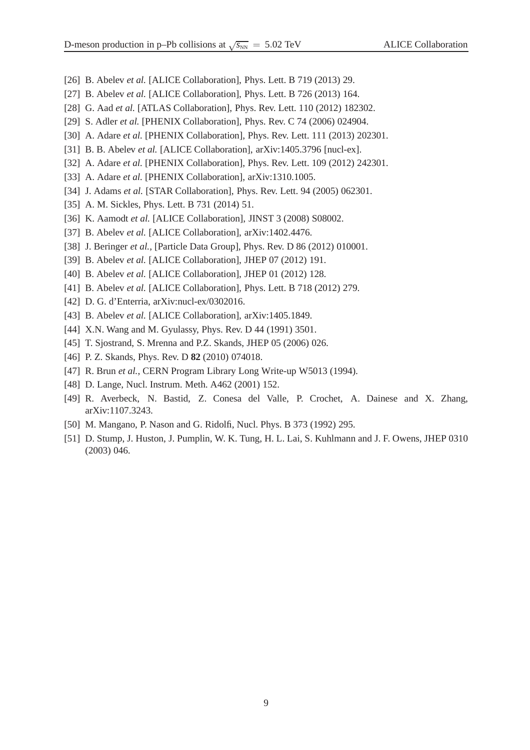[26] B. Abelev *et al.* [ALICE Collaboration], Phys. Lett. B 719 (2013) 29.

[27] B. Abelev *et al.* [ALICE Collaboration], Phys. Lett. B 726 (2013) 164.

[28] G. Aad *et al.* [ATLAS Collaboration], Phys. Rev. Lett. 110 (2012) 182302.

[29] S. Adler *et al.* [PHENIX Collaboration], Phys. Rev. C 74 (2006) 024904.

[30] A. Adare *et al.* [PHENIX Collaboration], Phys. Rev. Lett. 111 (2013) 202301.

[31] B. B. Abelev *et al.* [ALICE Collaboration], arXiv:1405.3796 [nucl-ex].

[32] A. Adare *et al.* [PHENIX Collaboration], Phys. Rev. Lett. 109 (2012) 242301.

[33] A. Adare *et al.* [PHENIX Collaboration], arXiv:1310.1005.

[34] J. Adams *et al.* [STAR Collaboration], Phys. Rev. Lett. 94 (2005) 062301.

[35] A. M. Sickles, Phys. Lett. B 731 (2014) 51.

[36] K. Aamodt *et al.* [ALICE Collaboration], JINST 3 (2008) S08002.

[37] B. Abelev *et al.* [ALICE Collaboration], arXiv:1402.4476.

[38] J. Beringer *et al.,* [Particle Data Group], Phys. Rev. D 86 (2012) 010001.

[39] B. Abelev *et al.* [ALICE Collaboration], JHEP 07 (2012) 191.

[40] B. Abelev *et al.* [ALICE Collaboration], JHEP 01 (2012) 128.

[41] B. Abelev *et al.* [ALICE Collaboration], Phys. Lett. B 718 (2012) 279.

[42] D. G. d'Enterria, arXiv:nucl-ex/0302016.

[43] B. Abelev *et al.* [ALICE Collaboration], arXiv:1405.1849.

[44] X.N. Wang and M. Gyulassy, Phys. Rev. D 44 (1991) 3501.

[45] T. Sjostrand, S. Mrenna and P.Z. Skands, JHEP 05 (2006) 026.

[46] P. Z. Skands, Phys. Rev. D **82** (2010) 074018.

[47] R. Brun *et al.,* CERN Program Library Long Write-up W5013 (1994).

[48] D. Lange, Nucl. Instrum. Meth. A462 (2001) 152.

[49] R. Averbeck, N. Bastid, Z. Conesa del Valle, P. Crochet, A. Dainese and X. Zhang, arXiv:1107.3243.

[50] M. Mangano, P. Nason and G. Ridolfi, Nucl. Phys. B 373 (1992) 295.

[51] D. Stump, J. Huston, J. Pumplin, W. K. Tung, H. L. Lai, S. Kuhlmann and J. F. Owens, JHEP 0310 (2003) 046.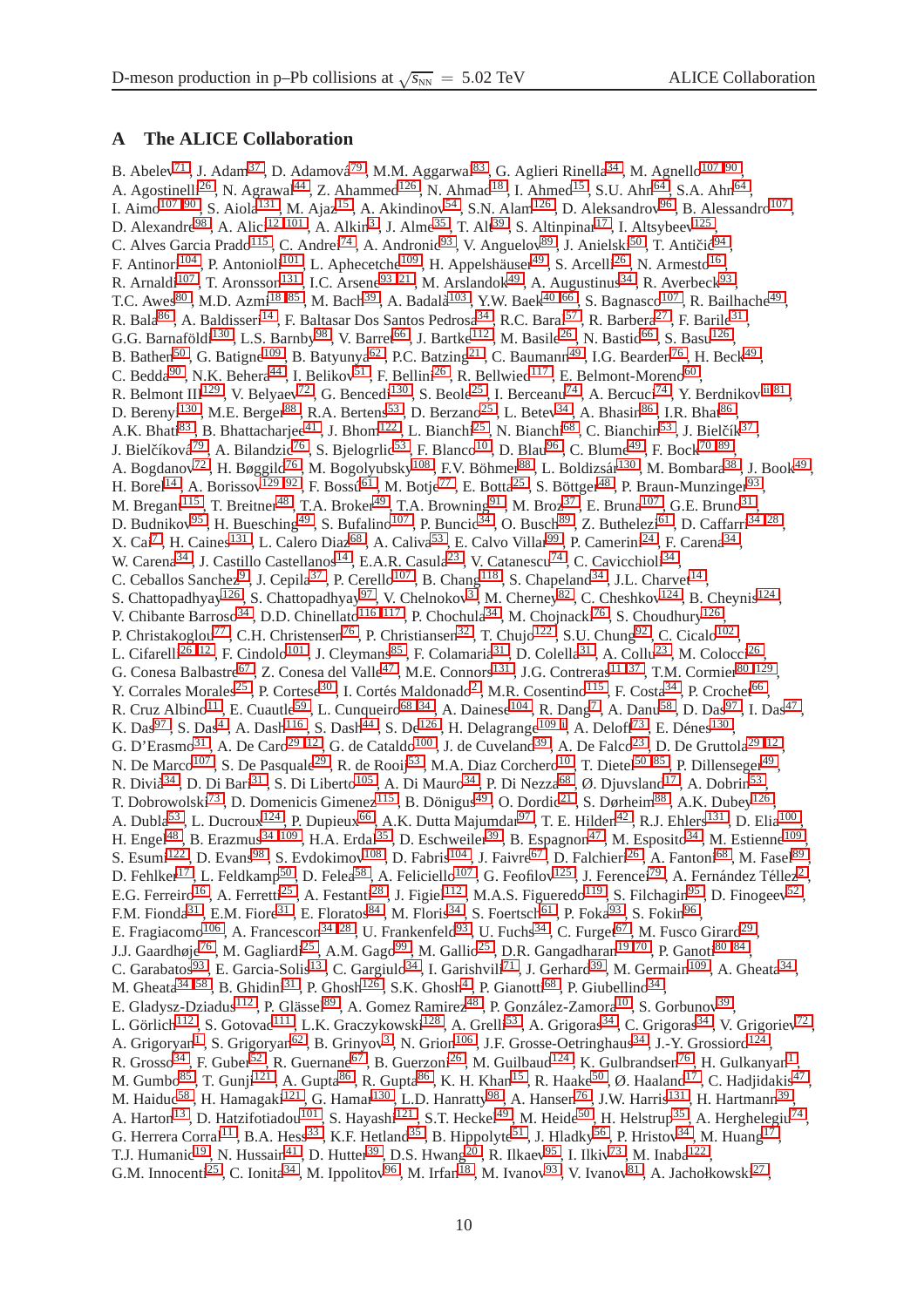## A The ALICE Collaboration

B. Abelev[71], J. Adam[37], D. Adamová[79], M.M. Aggarwal[83], G. Aglieri Rinella[34], M. Agnello[107,90], A. Agostinelli[26], N. Agrawal[44], Z. Ahammed[126], N. Ahmad[18], I. Ahmed[15], S.U. Ahn[64], S.A. Ahn[64], I. Aimo[107,90], S. Aiola[131], M. Ajaz[15], A. Akindinov[54], S.N. Alam[126], D. Aleksandrov[96], B. Alessandro[107], D. Alexandre[98], A. Alici[12,101], A. Alkin[3], J. Alme[35], T. Alt[39], S. Altinpinar[17], I. Altsybeev[125], C. Alves Garcia Prado[115], C. Andrei[74], A. Andronic[93], V. Anguelov[89], J. Anielski[50], T. Antičić[94], F. Antinori[104], P. Antonioli[101], L. Aphecetche[109], H. Appelshäuser[49], S. Arcelli[26], N. Armesto[16], R. Arnaldi[107], T. Aronsson[131], I.C. Arsene[93,21], M. Arslandok[49], A. Augustinus[34], R. Averbeck[93], T.C. Awes[80], M.D. Azmi[18,85], M. Bach[39], A. Badalà[103], Y.W. Baek[40,66], S. Bagnasco[107], R. Bailhache[49], R. Bala[86], A. Baldisseri[14], F. Baltasar Dos Santos Pedrosa[34], R.C. Baral[57], R. Barbera[27], F. Barile[31], G.G. Barnaföldi[130], L.S. Barnby[98], V. Barret[66], J. Bartke[112], M. Basile[26], N. Bastid[66], S. Basu[126], B. Bathen[50], G. Batigne[109], B. Batyunya[62], P.C. Batzing[21], C. Baumann[49], I.G. Bearden[76], H. Beck[49], C. Bedda[90], N.K. Behera[44], I. Belikov[51], F. Bellini[26], R. Bellwied[117], E. Belmont-Moreno[60], R. Belmont III[129], V. Belyaev[72], G. Bencedi[130], S. Beole[25], I. Berceanu[74], A. Bercuci[74], Y. Berdnikov[ii,81], D. Berenyi[130], M.E. Berger[88], R.A. Bertens[53], D. Berzano[25], L. Betev[34], A. Bhasin[86], I.R. Bhat[86], A.K. Bhati[83], B. Bhattacharjee[41], J. Bhom[122], L. Bianchi[25], N. Bianchi[68], C. Bianchin[53], J. Bielčík[37], J. Bielčíková[79], A. Bilandzic[76], S. Bjelogrlic[53], F. Blanco[10], D. Blau[96], C. Blume[49], F. Bock[70,89], A. Bogdanov[72], H. Bøggild[76], M. Bogolyubsky[108], F.V. Böhmer[88], L. Boldizsár[130], M. Bombara[38], J. Book[49], H. Borel[14], A. Borissov[129,92], F. Bossú[61], M. Botje[77], E. Botta[25], S. Böttger[48], P. Braun-Munzinger[93], M. Bregant[115], T. Breitner[48], T.A. Broker[49], T.A. Browning[91], M. Broz[37], E. Bruna[107], G.E. Bruno[31], D. Budnikov[95], H. Buesching[49], S. Bufalino[107], P. Buncic[34], O. Busch[89], Z. Buthelezi[61], D. Caffarri[34,28], X. Cai[7], H. Caines[131], L. Calero Diaz[68], A. Caliva[53], E. Calvo Villar[99], P. Camerini[24], F. Carena[34], W. Carena[34], J. Castillo Castellanos[14], E.A.R. Casula[23], V. Catanescu[74], C. Cavicchioli[34], C. Ceballos Sanchez[9], J. Cepila[37], P. Cerello[107], B. Chang[118], S. Chapeland[34], J.L. Charvet[14], S. Chattopadhyay[126], S. Chattopadhyay[97], V. Chelnokov[3], M. Cherney[82], C. Cheshkov[124], B. Cheynis[124], V. Chibante Barroso[34], D.D. Chinellato[116,117], P. Chochula[34], M. Chojnacki[76], S. Choudhury[126], P. Christakoglou[77], C.H. Christensen[76], P. Christiansen[32], T. Chujo[122], S.U. Chung[92], C. Cicalo[102], L. Cifarelli[26,12], F. Cindolo[101], J. Cleymans[85], F. Colamaria[31], D. Colella[31], A. Collu[23], M. Colocci[26], G. Conesa Balbastre[67], Z. Conesa del Valle[47], M.E. Connors[131], J.G. Contreras[11,37], T.M. Cormier[80,129], Y. Corrales Morales[25], P. Cortese[30], I. Cortés Maldonado[2], M.R. Cosentino[115], F. Costa[34], P. Crochet[66], R. Cruz Albino[11], E. Cuautle[59], L. Cunqueiro[68,34], A. Dainese[104], R. Dang[7], A. Danu[58], D. Das[97], I. Das[47], K. Das[97], S. Das[4], A. Dash[116], S. Dash[44], S. De[126], H. Delagrange[109,i], A. Deloff[73], E. Dénes[130], G. D'Erasmo[31], A. De Caro[29,12], G. de Cataldo[100], J. de Cuveland[39], A. De Falco[23], D. De Gruttola[29,12], N. De Marco[107], S. De Pasquale[29], R. de Rooij[53], M.A. Diaz Corchero[10], T. Dietel[50,85], P. Dillenseger[49], R. Divià[34], D. Di Bari[31], S. Di Liberto[105], A. Di Mauro[34], P. Di Nezza[68], Ø. Djuvsland[17], A. Dobrin[53], T. Dobrowolski[73], D. Domenicis Gimenez[115], B. Dönigus[49], O. Dordic[21], S. Dørheim[88], A.K. Dubey[126], A. Dubla[53], L. Ducroux[124], P. Dupieux[66], A.K. Dutta Majumdar[97], T. E. Hilden[42], R.J. Ehlers[131], D. Elia[100], H. Engel[48], B. Erazmus[34,109], H.A. Erdal[35], D. Eschweiler[39], B. Espagnon[47], M. Esposito[34], M. Estienne[109], S. Esumi[122], D. Evans[98], S. Evdokimov[108], D. Fabris[104], J. Faivre[67], D. Falchieri[26], A. Fantoni[68], M. Fasel[89], D. Fehlker[17], L. Feldkamp[50], D. Felea[58], A. Feliciello[107], G. Feofilov[125], J. Ferencei[79], A. Fernández Téllez[2], E.G. Ferreiro[16], A. Ferretti[25], A. Festanti[28], J. Figiel[112], M.A.S. Figueredo[119], S. Filchagin[95], D. Finogeev[52], F.M. Fionda[31], E.M. Fiore[31], E. Floratos[84], M. Floris[34], S. Foertsch[61], P. Foka[93], S. Fokin[96], E. Fragiacomo[106], A. Francescon[34,28], U. Frankenfeld[93], U. Fuchs[34], C. Furget[67], M. Fusco Girard[29], J.J. Gaardhøje[76], M. Gagliardi[25], A.M. Gago[99], M. Gallio[25], D.R. Gangadharan[19,70], P. Ganoti[80,84], C. Garabatos[93], E. Garcia-Solis[13], C. Gargiulo[34], I. Garishvili[71], J. Gerhard[39], M. Germain[109], A. Gheata[34], M. Gheata[34,58], B. Ghidini[31], P. Ghosh[126], S.K. Ghosh[4], P. Gianotti[68], P. Giubellino[34], E. Gladysz-Dziadus[112], P. Glässel[89], A. Gomez Ramirez[48], P. González-Zamora[10], S. Gorbunov[39], L. Görlich[112], S. Gotovac[111], L.K. Graczykowski[128], A. Grelli[53], A. Grigoras[34], C. Grigoras[34], V. Grigoriev[72], A. Grigoryan[1], S. Grigoryan[62], B. Grinyov[3], N. Grion[106], J.F. Grosse-Oetringhaus[34], J.-Y. Grossiord[124], R. Grosso[34], F. Guber[52], R. Guernane[67], B. Guerzoni[26], M. Guilbaud[124], K. Gulbrandsen[76], H. Gulkanyan[1], M. Gumbo[85], T. Gunji[121], A. Gupta[86], R. Gupta[86], K. H. Khan[15], R. Haake[50], Ø. Haaland[17], C. Hadjidakis[47], M. Haiduc[58], H. Hamagaki[121], G. Hamar[130], L.D. Hanratty[98], A. Hansen[76], J.W. Harris[131], H. Hartmann[39], A. Harton[13], D. Hatzifotiadou[101], S. Hayashi[121], S.T. Heckel[49], M. Heide[50], H. Helstrup[35], A. Herghelegiu[74], G. Herrera Corral[11], B.A. Hess[33], K.F. Hetland[35], B. Hippolyte[51], J. Hladky[56], P. Hristov[34], M. Huang[17], T.J. Humanic[19], N. Hussain[41], D. Hutter[39], D.S. Hwang[20], R. Ilkaev[95], I. Ilkiv[73], M. Inaba[122], G.M. Innocenti[25], C. Ionita[34], M. Ippolitov[96], M. Irfan[18], M. Ivanov[93], V. Ivanov[81], A. Jachołkowski[27],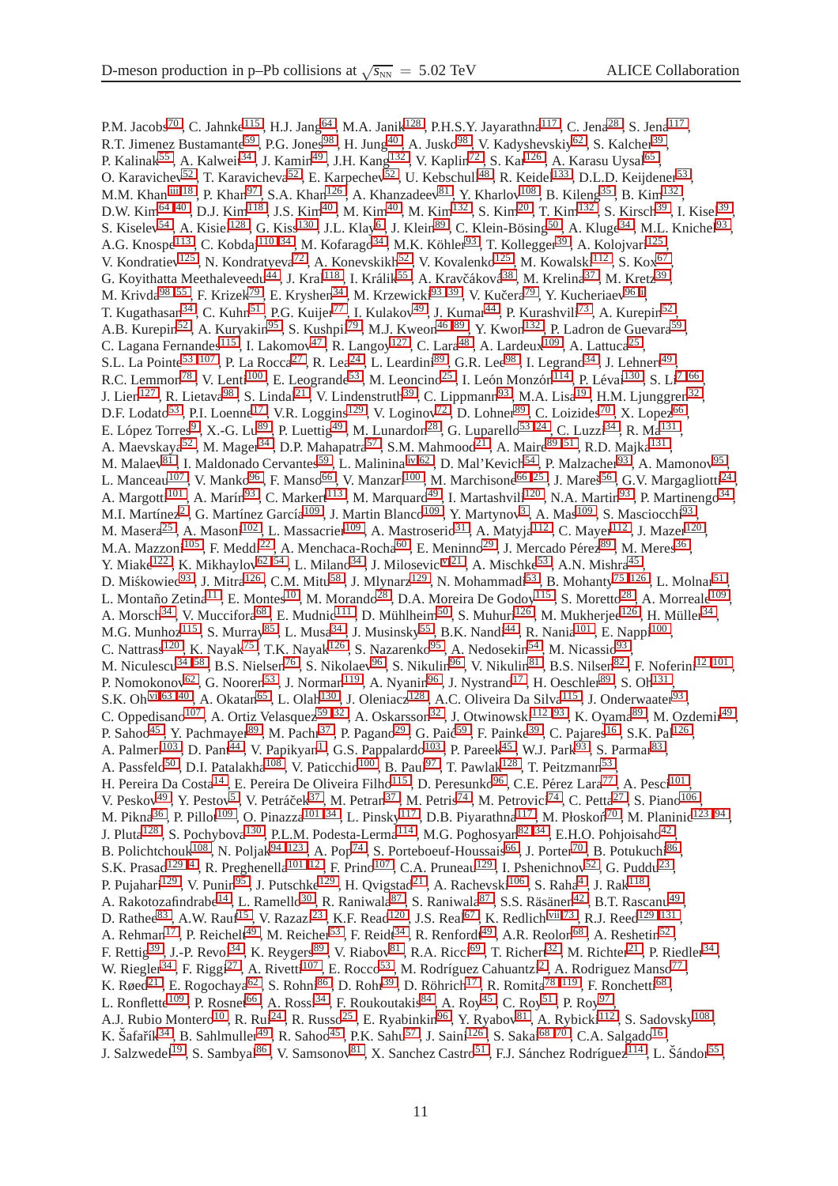P.M. Jacobs[70], C. Jahnke[115], H.J. Jang[64], M.A. Janik[128], P.H.S.Y. Jayarathna[117], C. Jena[28], S. Jena[117], R.T. Jimenez Bustamante[59], P.G. Jones[98], H. Jung[40], A. Jusko[98], V. Kadyshevskiy[62], S. Kalcher[39], P. Kalinak[55], A. Kalweit[34], J. Kamin[49], J.H. Kang[132], V. Kaplin[72], S. Kar[126], A. Karasu Uysal[65], O. Karavichev[52], T. Karavicheva[52], E. Karpechev[52], U. Kebschull[48], R. Keidel[133], D.L.D. Keijdener[53], M.M. Khan[iii,18], P. Khan[97], S.A. Khan[126], A. Khanzadeev[81], Y. Kharlov[108], B. Kileng[35], B. Kim[132], D.W. Kim[64,40], D.J. Kim[118], J.S. Kim[40], M. Kim[40], M. Kim[132], S. Kim[20], T. Kim[132], S. Kirsch[39], I. Kisel[39], S. Kiselev[54], A. Kisiel[128], G. Kiss[130], J.L. Klay[6], J. Klein[89], C. Klein-Bösing[50], A. Kluge[34], M.L. Knichel[93], A.G. Knospe[113], C. Kobdaj[110,34], M. Kofarago[34], M.K. Köhler[93], T. Kollegger[39], A. Kolojvari[125], V. Kondratiev[125], N. Kondratyeva[72], A. Konevskikh[52], V. Kovalenko[125], M. Kowalski[112], S. Kox[67], G. Koyithatta Meethaleveedu[44], J. Kral[118], I. Králik[55], A. Kravčáková[38], M. Krelina[37], M. Kretz[39], M. Krivda[98,55], F. Krizek[79], E. Kryshen[34], M. Krzewicki[93,39], V. Kučera[79], Y. Kucheriaev[96,i], T. Kugathasan[34], C. Kuhn[51], P.G. Kuijer[77], I. Kulakov[49], J. Kumar[44], P. Kurashvili[73], A. Kurepin[52], A.B. Kurepin[52], A. Kuryakin[95], S. Kushpil[79], M.J. Kweon[46,89], Y. Kwon[132], P. Ladron de Guevara[59], C. Lagana Fernandes[115], I. Lakomov[47], R. Langoy[127], C. Lara[48], A. Lardeux[109], A. Lattuca[25], S.L. La Pointe[53,107], P. La Rocca[27], R. Lea[24], L. Leardini[89], G.R. Lee[98], I. Legrand[34], J. Lehnert[49], R.C. Lemmon[78], V. Lenti[100], E. Leogrande[53], M. Leoncino[25], I. León Monzón[114], P. Lévai[130], S. Li[7,66], J. Lien[127], R. Lietava[98], S. Lindal[21], V. Lindenstruth[39], C. Lippmann[93], M.A. Lisa[19], H.M. Ljunggren[32], D.F. Lodato[53], P.I. Loenne[17], V.R. Loggins[129], V. Loginov[72], D. Lohner[89], C. Loizides[70], X. Lopez[66], E. López Torres[9], X.-G. Lu[89], P. Luettig[49], M. Lunardon[28], G. Luparello[53,24], C. Luzzi[34], R. Ma[131], A. Maevskaya[52], M. Mager[34], D.P. Mahapatra[57], S.M. Mahmood[21], A. Maire[89,51], R.D. Majka[131], M. Malaev[81], I. Maldonado Cervantes[59], L. Malinina[iv,62], D. Mal'Kevich[54], P. Malzacher[93], A. Mamonov[95], L. Manceau[107], V. Manko[96], F. Manso[66], V. Manzari[100], M. Marchisone[66,25], J. Mareš[56], G.V. Margagliotti[24], A. Margotti[101], A. Marín[93], C. Markert[113], M. Marquard[49], I. Martashvili[120], N.A. Martin[93], P. Martinengo[34], M.I. Martínez[2], G. Martínez García[109], J. Martin Blanco[109], Y. Martynov[3], A. Mas[109], S. Masciocchi[93], M. Masera[25], A. Masoni[102], L. Massacrier[109], A. Mastroserio[31], A. Matyja[112], C. Mayer[112], J. Mazer[120], M.A. Mazzoni[105], F. Meddi[22], A. Menchaca-Rocha[60], E. Meninno[29], J. Mercado Pérez[89], M. Meres[36], Y. Miake[122], K. Mikhaylov[62,54], L. Milano[34], J. Milosevic[v,21], A. Mischke[53], A.N. Mishra[45], D. Miśkowiec[93], J. Mitra[126], C.M. Mitu[58], J. Mlynarz[129], N. Mohammadi[53], B. Mohanty[75,126], L. Molnar[51], L. Montaño Zetina[11], E. Montes[10], M. Morando[28], D.A. Moreira De Godoy[115], S. Moretto[28], A. Morreale[109], A. Morsch[34], V. Muccifora[68], E. Mudnic[111], D. Mühlheim[50], S. Muhuri[126], M. Mukherjee[126], H. Müller[34], M.G. Munhoz[115], S. Murray[85], L. Musa[34], J. Musinsky[55], B.K. Nandi[44], R. Nania[101], E. Nappi[100], C. Nattrass[120], K. Nayak[75], T.K. Nayak[126], S. Nazarenko[95], A. Nedosekin[54], M. Nicassio[93], M. Niculescu[34,58], B.S. Nielsen[76], S. Nikolaev[96], S. Nikulin[96], V. Nikulin[81], B.S. Nilsen[82], F. Noferini[12,101], P. Nomokonov[62], G. Nooren[53], J. Norman[119], A. Nyanin[96], J. Nystrand[17], H. Oeschler[89], S. Oh[131], S.K. Oh[vi,63,40], A. Okatan[65], L. Olah[130], J. Oleniacz[128], A.C. Oliveira Da Silva[115], J. Onderwaater[93], C. Oppedisano[107], A. Ortiz Velasquez[59,32], A. Oskarsson[32], J. Otwinowski[112,93], K. Oyama[89], M. Ozdemir[49], P. Sahoo[45], Y. Pachmayer[89], M. Pachr[37], P. Pagano[29], G. Paić[59], F. Painke[39], C. Pajares[16], S.K. Pal[126], A. Palmeri[103], D. Pant[44], V. Papikyan[1], G.S. Pappalardo[103], P. Pareek[45], W.J. Park[93], S. Parmar[83], A. Passfeld[50], D.I. Patalakha[108], V. Paticchio[100], B. Paul[97], T. Pawlak[128], T. Peitzmann[53], H. Pereira Da Costa[14], E. Pereira De Oliveira Filho[115], D. Peresunko[96], C.E. Pérez Lara[77], A. Pesci[101], V. Peskov[49], Y. Pestov[5], V. Petráček[37], M. Petran[37], M. Petris[74], M. Petrovici[74], C. Petta[27], S. Piano[106], M. Pikna[36], P. Pillot[109], O. Pinazza[101,34], L. Pinsky[117], D.B. Piyarathna[117], M. Płoskoń[70], M. Planinic[123,94], J. Pluta[128], S. Pochybova[130], P.L.M. Podesta-Lerma[114], M.G. Poghosyan[82,34], E.H.O. Pohjoisaho[42], B. Polichtchouk[108], N. Poljak[94,123], A. Pop[74], S. Porteboeuf-Houssais[66], J. Porter[70], B. Potukuchi[86], S.K. Prasad[129,4], R. Preghenella[101,12], F. Prino[107], C.A. Pruneau[129], I. Pshenichnov[52], G. Puddu[23], P. Pujahari[129], V. Punin[95], J. Putschke[129], H. Qvigstad[21], A. Rachevski[106], S. Raha[4], J. Rak[118], A. Rakotozafindrabe[14], L. Ramello[30], R. Raniwala[87], S. Raniwala[87], S.S. Räsänen[42], B.T. Rascanu[49], D. Rathee[83], A.W. Rauf[15], V. Razazi[23], K.F. Read[120], J.S. Real[67], K. Redlich[vii,73], R.J. Reed[129,131], A. Rehman[17], P. Reichelt[49], M. Reicher[53], F. Reidt[34], R. Renfordt[49], A.R. Reolon[68], A. Reshetin[52], F. Rettig[39], J.-P. Revol[34], K. Reygers[89], V. Riabov[81], R.A. Ricci[69], T. Richert[32], M. Richter[21], P. Riedler[34], W. Riegler[34], F. Riggi[27], A. Rivetti[107], E. Rocco[53], M. Rodríguez Cahuantzi[2], A. Rodriguez Manso[77], K. Røed[21], E. Rogochaya[62], S. Rohni[86], D. Rohr[39], D. Röhrich[17], R. Romita[78,119], F. Ronchetti[68], L. Ronflette[109], P. Rosnet[66], A. Rossi[34], F. Roukoutakis[84], A. Roy[45], C. Roy[51], P. Roy[97], A.J. Rubio Montero[10], R. Rui[24], R. Russo[25], E. Ryabinkin[96], Y. Ryabov[81], A. Rybicki[112], S. Sadovsky[108], K. Šafařík[34], B. Sahlmuller[49], R. Sahoo[45], P.K. Sahu[57], J. Saini[126], S. Sakai[68,70], C.A. Salgado[16], J. Salzwedel[19], S. Sambyal[86], V. Samsonov[81], X. Sanchez Castro[51], F.J. Sánchez Rodríguez[114], L. Šándor[55],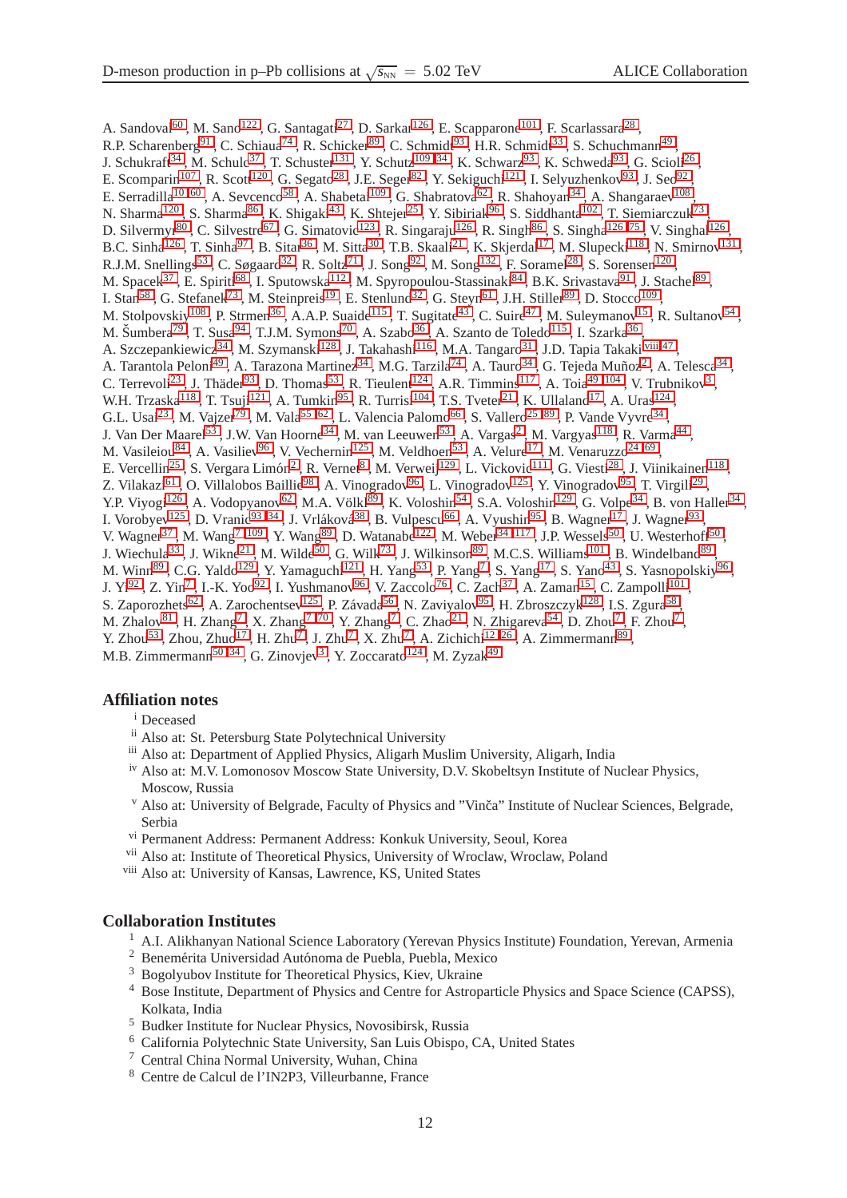A. Sandoval[60], M. Sano[122], G. Santagati[27], D. Sarkar[126], E. Scapparone[101], F. Scarlassara[28], R.P. Scharenberg[91], C. Schiaua[74], R. Schicker[89], C. Schmidt[93], H.R. Schmidt[33], S. Schuchmann[49], J. Schukraft[34], M. Schulc[37], T. Schuster[131], Y. Schutz[109,34], K. Schwarz[93], K. Schweda[93], G. Scioli[26], E. Scomparin[107], R. Scott[120], G. Segato[28], J.E. Seger[82], Y. Sekiguchi[121], I. Selyuzhenkov[93], J. Seo[92], E. Serradilla[10,60], A. Sevcenco[58], A. Shabetai[109], G. Shabratova[62], R. Shahoyan[34], A. Shangaraev[108], N. Sharma[120], S. Sharma[86], K. Shigaki[43], K. Shtejer[25], Y. Sibiriak[96], S. Siddhanta[102], T. Siemiarczuk[73], D. Silvermyr[80], C. Silvestre[67], G. Simatovic[123], R. Singaraju[126], R. Singh[86], S. Singha[126,75], V. Singhal[126], B.C. Sinha[126], T. Sinha[97], B. Sitar[36], M. Sitta[30], T.B. Skaali[21], K. Skjerdal[17], M. Slupecki[118], N. Smirnov[131], R.J.M. Snellings[53], C. Søgaard[32], R. Soltz[71], J. Song[92], M. Song[132], F. Soramel[28], S. Sorensen[120], M. Spacek[37], E. Spiriti[68], I. Sputowska[112], M. Spyropoulou-Stassinaki[84], B.K. Srivastava[91], J. Stachel[89], I. Stan[58], G. Stefanek[73], M. Steinpreis[19], E. Stenlund[32], G. Steyn[61], J.H. Stiller[89], D. Stocco[109], M. Stolpovskiy[108], P. Strmen[36], A.A.P. Suaide[115], T. Sugitate[43], C. Suire[47], M. Suleymanov[15], R. Sultanov[54], M. Šumbera[79], T. Susa[94], T.J.M. Symons[70], A. Szabo[36], A. Szanto de Toledo[115], I. Szarka[36], A. Szczepankiewicz[34], M. Szymanski[128], J. Takahashi[116], M.A. Tangaro[31], J.D. Tapia Takaki[viii,47], A. Tarantola Peloni[49], A. Tarazona Martinez[34], M.G. Tarzila[74], A. Tauro[34], G. Tejeda Muñoz[2], A. Telesca[34], C. Terrevoli[23], J. Thäder[93], D. Thomas[53], R. Tieulent[124], A.R. Timmins[117], A. Toia[49,104], V. Trubnikov[3], W.H. Trzaska[118], T. Tsuji[121], A. Tumkin[95], R. Turrisi[104], T.S. Tveter[21], K. Ullaland[17], A. Uras[124], G.L. Usai[23], M. Vajzer[79], M. Vala[55,62], L. Valencia Palomo[66], S. Vallero[25,89], P. Vande Vyvre[34], J. Van Der Maarel[53], J.W. Van Hoorne[34], M. van Leeuwen[53], A. Vargas[2], M. Vargyas[118], R. Varma[44], M. Vasileiou[84], A. Vasiliev[96], V. Vechernin[125], M. Veldhoen[53], A. Velure[17], M. Venaruzzo[24,69], E. Vercellin[25], S. Vergara Limón[2], R. Vernet[8], M. Verweij[129], L. Vickovic[111], G. Viesti[28], J. Viinikainen[118], Z. Vilakazi[61], O. Villalobos Baillie[98], A. Vinogradov[96], L. Vinogradov[125], Y. Vinogradov[95], T. Virgili[29], Y.P. Viyogi[126], A. Vodopyanov[62], M.A. Völkl[89], K. Voloshin[54], S.A. Voloshin[129], G. Volpe[34], B. von Haller[34], I. Vorobyev[125], D. Vranic[93,34], J. Vrláková[38], B. Vulpescu[66], A. Vyushin[95], B. Wagner[17], J. Wagner[93], V. Wagner[37], M. Wang[7,109], Y. Wang[89], D. Watanabe[122], M. Weber[34,117], J.P. Wessels[50], U. Westerhoff[50], J. Wiechula[33], J. Wikne[21], M. Wilde[50], G. Wilk[73], J. Wilkinson[89], M.C.S. Williams[101], B. Windelband[89], M. Winn[89], C.G. Yaldo[129], Y. Yamaguchi[121], H. Yang[53], P. Yang[7], S. Yang[17], S. Yano[43], S. Yasnopolskiy[96], J. Yi[92], Z. Yin[7], I.-K. Yoo[92], I. Yushmanov[96], V. Zaccolo[76], C. Zach[37], A. Zaman[15], C. Zampolli[101], S. Zaporozhets[62], A. Zarochentsev[125], P. Závada[56], N. Zaviyalov[95], H. Zbroszczyk[128], I.S. Zgura[58], M. Zhalov[81], H. Zhang[7], X. Zhang[7,70], Y. Zhang[7], C. Zhao[21], N. Zhigareva[54], D. Zhou[7], F. Zhou[7], Y. Zhou[53], Zhou, Zhuo[17], H. Zhu[7], J. Zhu[7], X. Zhu[7], A. Zichichi[12,26], A. Zimmermann[89], M.B. Zimmermann[50,34], G. Zinovjev[3], Y. Zoccarato[124], M. Zyzak[49]

## Affiliation notes

[i] Deceased

[ii] Also at: St. Petersburg State Polytechnical University

[iii] Also at: Department of Applied Physics, Aligarh Muslim University, Aligarh, India

[iv] Also at: M.V. Lomonosov Moscow State University, D.V. Skobeltsyn Institute of Nuclear Physics, Moscow, Russia

[v] Also at: University of Belgrade, Faculty of Physics and "Vinča" Institute of Nuclear Sciences, Belgrade, Serbia

[vi] Permanent Address: Permanent Address: Konkuk University, Seoul, Korea

[vii] Also at: Institute of Theoretical Physics, University of Wroclaw, Wroclaw, Poland

[viii] Also at: University of Kansas, Lawrence, KS, United States

## Collaboration Institutes

[1] A.I. Alikhanyan National Science Laboratory (Yerevan Physics Institute) Foundation, Yerevan, Armenia

[2] Benemérita Universidad Autónoma de Puebla, Puebla, Mexico

[3] Bogolyubov Institute for Theoretical Physics, Kiev, Ukraine

[4] Bose Institute, Department of Physics and Centre for Astroparticle Physics and Space Science (CAPSS), Kolkata, India

[5] Budker Institute for Nuclear Physics, Novosibirsk, Russia

[6] California Polytechnic State University, San Luis Obispo, CA, United States

[7] Central China Normal University, Wuhan, China

[8] Centre de Calcul de l'IN2P3, Villeurbanne, France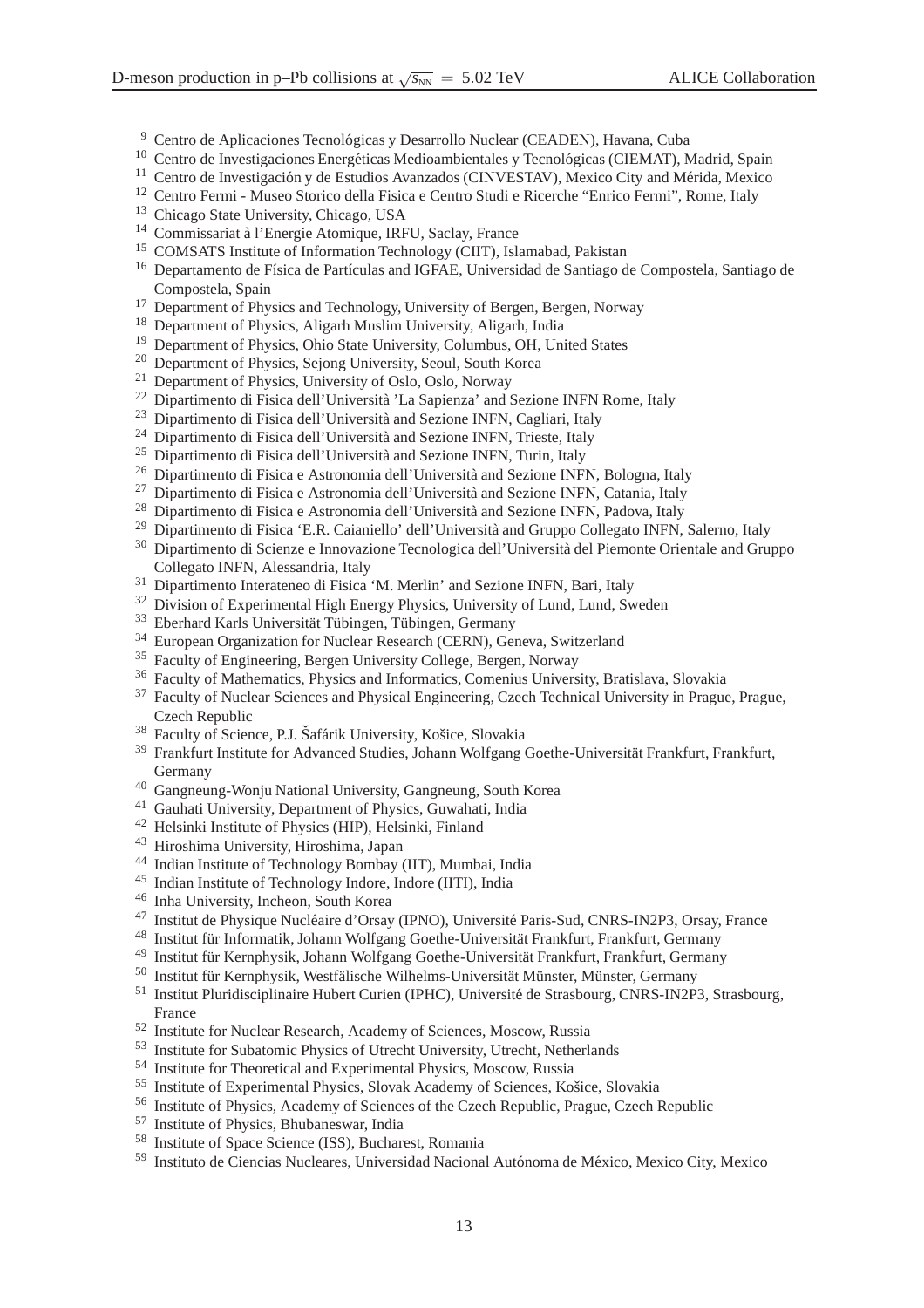[9] Centro de Aplicaciones Tecnológicas y Desarrollo Nuclear (CEADEN), Havana, Cuba
[10] Centro de Investigaciones Energéticas Medioambientales y Tecnológicas (CIEMAT), Madrid, Spain
[11] Centro de Investigación y de Estudios Avanzados (CINVESTAV), Mexico City and Mérida, Mexico
[12] Centro Fermi - Museo Storico della Fisica e Centro Studi e Ricerche "Enrico Fermi", Rome, Italy
[13] Chicago State University, Chicago, USA
[14] Commissariat à l'Energie Atomique, IRFU, Saclay, France
[15] COMSATS Institute of Information Technology (CIIT), Islamabad, Pakistan
[16] Departamento de Física de Partículas and IGFAE, Universidad de Santiago de Compostela, Santiago de Compostela, Spain
[17] Department of Physics and Technology, University of Bergen, Bergen, Norway
[18] Department of Physics, Aligarh Muslim University, Aligarh, India
[19] Department of Physics, Ohio State University, Columbus, OH, United States
[20] Department of Physics, Sejong University, Seoul, South Korea
[21] Department of Physics, University of Oslo, Oslo, Norway
[22] Dipartimento di Fisica dell'Università 'La Sapienza' and Sezione INFN Rome, Italy
[23] Dipartimento di Fisica dell'Università and Sezione INFN, Cagliari, Italy
[24] Dipartimento di Fisica dell'Università and Sezione INFN, Trieste, Italy
[25] Dipartimento di Fisica dell'Università and Sezione INFN, Turin, Italy
[26] Dipartimento di Fisica e Astronomia dell'Università and Sezione INFN, Bologna, Italy
[27] Dipartimento di Fisica e Astronomia dell'Università and Sezione INFN, Catania, Italy
[28] Dipartimento di Fisica e Astronomia dell'Università and Sezione INFN, Padova, Italy
[29] Dipartimento di Fisica 'E.R. Caianiello' dell'Università and Gruppo Collegato INFN, Salerno, Italy
[30] Dipartimento di Scienze e Innovazione Tecnologica dell'Università del Piemonte Orientale and Gruppo Collegato INFN, Alessandria, Italy
[31] Dipartimento Interateneo di Fisica 'M. Merlin' and Sezione INFN, Bari, Italy
[32] Division of Experimental High Energy Physics, University of Lund, Lund, Sweden
[33] Eberhard Karls Universität Tübingen, Tübingen, Germany
[34] European Organization for Nuclear Research (CERN), Geneva, Switzerland
[35] Faculty of Engineering, Bergen University College, Bergen, Norway
[36] Faculty of Mathematics, Physics and Informatics, Comenius University, Bratislava, Slovakia
[37] Faculty of Nuclear Sciences and Physical Engineering, Czech Technical University in Prague, Prague, Czech Republic
[38] Faculty of Science, P.J. Šafárik University, Košice, Slovakia
[39] Frankfurt Institute for Advanced Studies, Johann Wolfgang Goethe-Universität Frankfurt, Frankfurt, Germany
[40] Gangneung-Wonju National University, Gangneung, South Korea
[41] Gauhati University, Department of Physics, Guwahati, India
[42] Helsinki Institute of Physics (HIP), Helsinki, Finland
[43] Hiroshima University, Hiroshima, Japan
[44] Indian Institute of Technology Bombay (IIT), Mumbai, India
[45] Indian Institute of Technology Indore, Indore (IITI), India
[46] Inha University, Incheon, South Korea
[47] Institut de Physique Nucléaire d'Orsay (IPNO), Université Paris-Sud, CNRS-IN2P3, Orsay, France
[48] Institut für Informatik, Johann Wolfgang Goethe-Universität Frankfurt, Frankfurt, Germany
[49] Institut für Kernphysik, Johann Wolfgang Goethe-Universität Frankfurt, Frankfurt, Germany
[50] Institut für Kernphysik, Westfälische Wilhelms-Universität Münster, Münster, Germany
[51] Institut Pluridisciplinaire Hubert Curien (IPHC), Université de Strasbourg, CNRS-IN2P3, Strasbourg, France
[52] Institute for Nuclear Research, Academy of Sciences, Moscow, Russia
[53] Institute for Subatomic Physics of Utrecht University, Utrecht, Netherlands
[54] Institute for Theoretical and Experimental Physics, Moscow, Russia
[55] Institute of Experimental Physics, Slovak Academy of Sciences, Košice, Slovakia
[56] Institute of Physics, Academy of Sciences of the Czech Republic, Prague, Czech Republic
[57] Institute of Physics, Bhubaneswar, India
[58] Institute of Space Science (ISS), Bucharest, Romania
[59] Instituto de Ciencias Nucleares, Universidad Nacional Autónoma de México, Mexico City, Mexico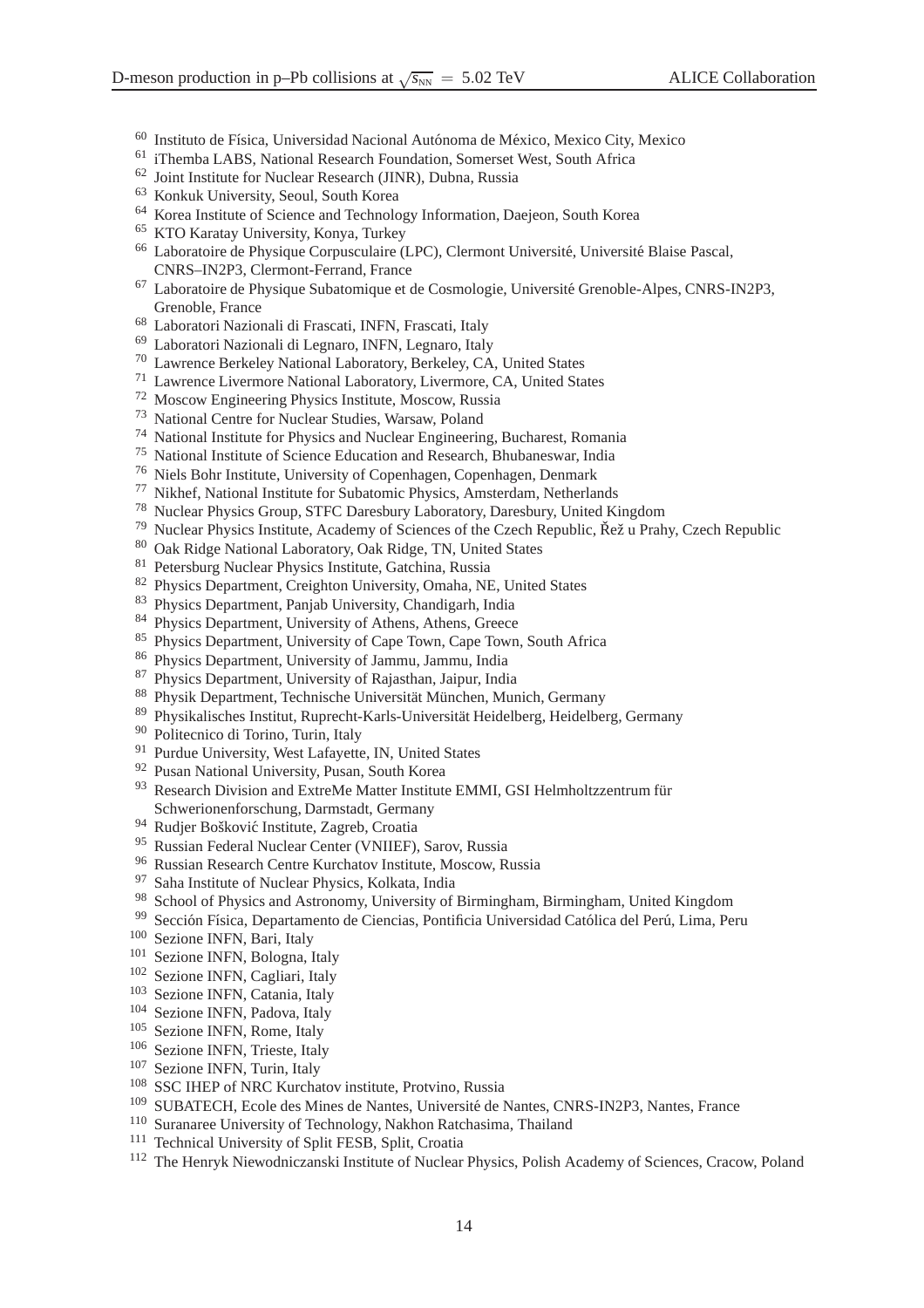[60] Instituto de Física, Universidad Nacional Autónoma de México, Mexico City, Mexico
[61] iThemba LABS, National Research Foundation, Somerset West, South Africa
[62] Joint Institute for Nuclear Research (JINR), Dubna, Russia
[63] Konkuk University, Seoul, South Korea
[64] Korea Institute of Science and Technology Information, Daejeon, South Korea
[65] KTO Karatay University, Konya, Turkey
[66] Laboratoire de Physique Corpusculaire (LPC), Clermont Université, Université Blaise Pascal, CNRS–IN2P3, Clermont-Ferrand, France
[67] Laboratoire de Physique Subatomique et de Cosmologie, Université Grenoble-Alpes, CNRS-IN2P3, Grenoble, France
[68] Laboratori Nazionali di Frascati, INFN, Frascati, Italy
[69] Laboratori Nazionali di Legnaro, INFN, Legnaro, Italy
[70] Lawrence Berkeley National Laboratory, Berkeley, CA, United States
[71] Lawrence Livermore National Laboratory, Livermore, CA, United States
[72] Moscow Engineering Physics Institute, Moscow, Russia
[73] National Centre for Nuclear Studies, Warsaw, Poland
[74] National Institute for Physics and Nuclear Engineering, Bucharest, Romania
[75] National Institute of Science Education and Research, Bhubaneswar, India
[76] Niels Bohr Institute, University of Copenhagen, Copenhagen, Denmark
[77] Nikhef, National Institute for Subatomic Physics, Amsterdam, Netherlands
[78] Nuclear Physics Group, STFC Daresbury Laboratory, Daresbury, United Kingdom
[79] Nuclear Physics Institute, Academy of Sciences of the Czech Republic, Řež u Prahy, Czech Republic
[80] Oak Ridge National Laboratory, Oak Ridge, TN, United States
[81] Petersburg Nuclear Physics Institute, Gatchina, Russia
[82] Physics Department, Creighton University, Omaha, NE, United States
[83] Physics Department, Panjab University, Chandigarh, India
[84] Physics Department, University of Athens, Athens, Greece
[85] Physics Department, University of Cape Town, Cape Town, South Africa
[86] Physics Department, University of Jammu, Jammu, India
[87] Physics Department, University of Rajasthan, Jaipur, India
[88] Physik Department, Technische Universität München, Munich, Germany
[89] Physikalisches Institut, Ruprecht-Karls-Universität Heidelberg, Heidelberg, Germany
[90] Politecnico di Torino, Turin, Italy
[91] Purdue University, West Lafayette, IN, United States
[92] Pusan National University, Pusan, South Korea
[93] Research Division and ExtreMe Matter Institute EMMI, GSI Helmholtzzentrum für Schwerionenforschung, Darmstadt, Germany
[94] Rudjer Bošković Institute, Zagreb, Croatia
[95] Russian Federal Nuclear Center (VNIIEF), Sarov, Russia
[96] Russian Research Centre Kurchatov Institute, Moscow, Russia
[97] Saha Institute of Nuclear Physics, Kolkata, India
[98] School of Physics and Astronomy, University of Birmingham, Birmingham, United Kingdom
[99] Sección Física, Departamento de Ciencias, Pontificia Universidad Católica del Perú, Lima, Peru
[100] Sezione INFN, Bari, Italy
[101] Sezione INFN, Bologna, Italy
[102] Sezione INFN, Cagliari, Italy
[103] Sezione INFN, Catania, Italy
[104] Sezione INFN, Padova, Italy
[105] Sezione INFN, Rome, Italy
[106] Sezione INFN, Trieste, Italy
[107] Sezione INFN, Turin, Italy
[108] SSC IHEP of NRC Kurchatov institute, Protvino, Russia
[109] SUBATECH, Ecole des Mines de Nantes, Université de Nantes, CNRS-IN2P3, Nantes, France
[110] Suranaree University of Technology, Nakhon Ratchasima, Thailand
[111] Technical University of Split FESB, Split, Croatia
[112] The Henryk Niewodniczanski Institute of Nuclear Physics, Polish Academy of Sciences, Cracow, Poland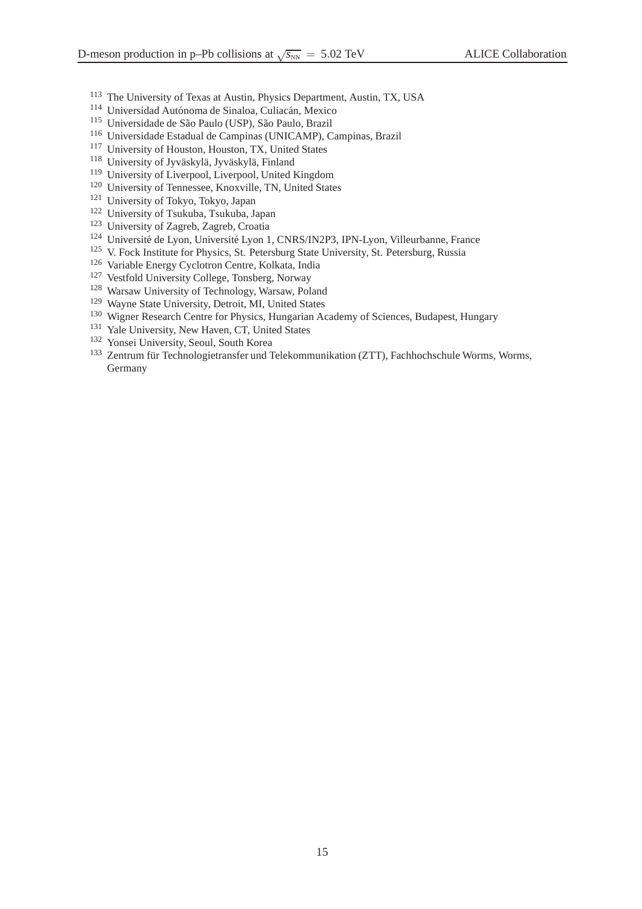[113] The University of Texas at Austin, Physics Department, Austin, TX, USA
[114] Universidad Autónoma de Sinaloa, Culiacán, Mexico
[115] Universidade de São Paulo (USP), São Paulo, Brazil
[116] Universidade Estadual de Campinas (UNICAMP), Campinas, Brazil
[117] University of Houston, Houston, TX, United States
[118] University of Jyväskylä, Jyväskylä, Finland
[119] University of Liverpool, Liverpool, United Kingdom
[120] University of Tennessee, Knoxville, TN, United States
[121] University of Tokyo, Tokyo, Japan
[122] University of Tsukuba, Tsukuba, Japan
[123] University of Zagreb, Zagreb, Croatia
[124] Université de Lyon, Université Lyon 1, CNRS/IN2P3, IPN-Lyon, Villeurbanne, France
[125] V. Fock Institute for Physics, St. Petersburg State University, St. Petersburg, Russia
[126] Variable Energy Cyclotron Centre, Kolkata, India
[127] Vestfold University College, Tonsberg, Norway
[128] Warsaw University of Technology, Warsaw, Poland
[129] Wayne State University, Detroit, MI, United States
[130] Wigner Research Centre for Physics, Hungarian Academy of Sciences, Budapest, Hungary
[131] Yale University, New Haven, CT, United States
[132] Yonsei University, Seoul, South Korea
[133] Zentrum für Technologietransfer und Telekommunikation (ZTT), Fachhochschule Worms, Worms, Germany